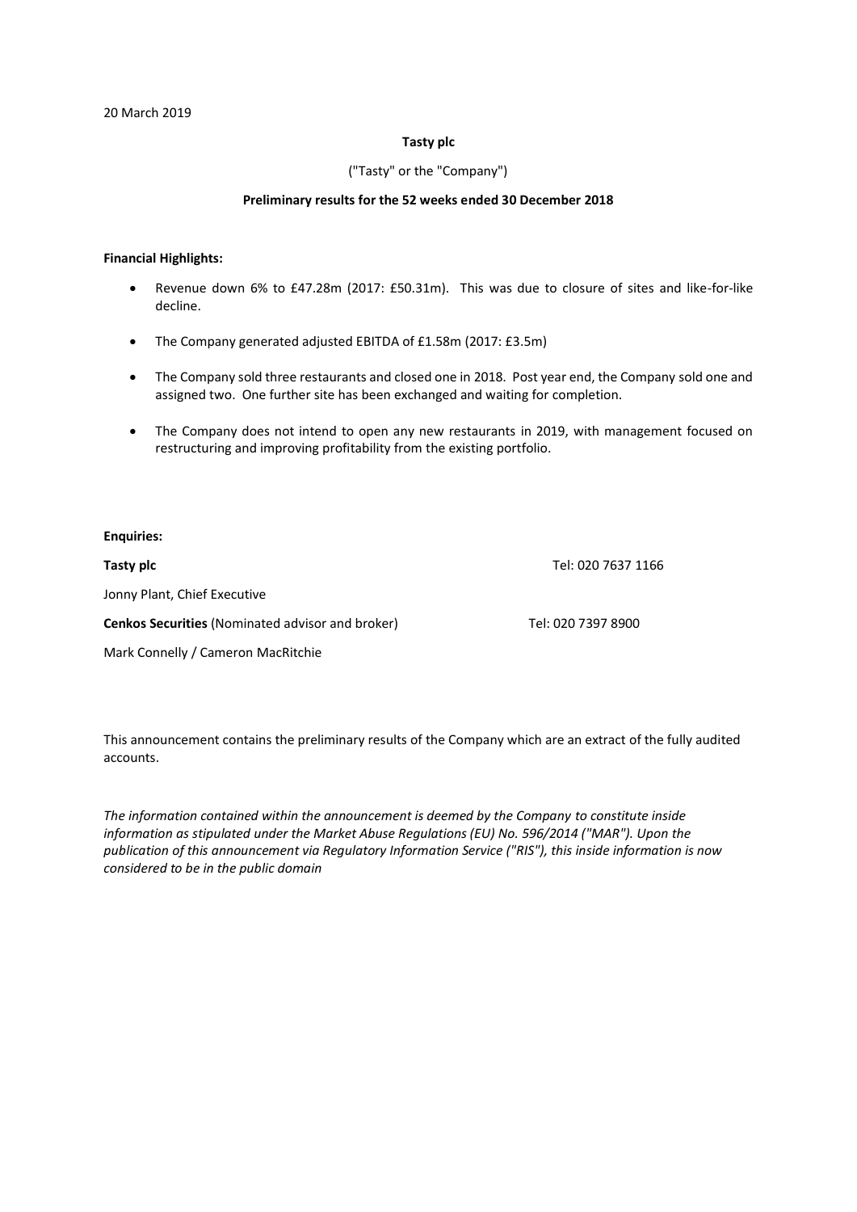20 March 2019

**Tasty plc**

("Tasty" or the "Company")

**Preliminary results for the 52 weeks ended 30 December 2018**

**Financial Highlights:**

- Revenue down 6% to £47.28m (2017: £50.31m). This was due to closure of sites and like-for-like decline.
- The Company generated adjusted EBITDA of £1.58m (2017: £3.5m)
- The Company sold three restaurants and closed one in 2018. Post year end, the Company sold one and assigned two. One further site has been exchanged and waiting for completion.
- The Company does not intend to open any new restaurants in 2019, with management focused on restructuring and improving profitability from the existing portfolio.

**Enquiries:**

**Tasty plc** Tel: 020 7637 1166

Jonny Plant, Chief Executive

**Cenkos Securities** (Nominated advisor and broker) Tel: 020 7397 8900

Mark Connelly / Cameron MacRitchie

This announcement contains the preliminary results of the Company which are an extract of the fully audited accounts.

*The information contained within the announcement is deemed by the Company to constitute inside information as stipulated under the Market Abuse Regulations (EU) No. 596/2014 ("MAR"). Upon the publication of this announcement via Regulatory Information Service ("RIS"), this inside information is now considered to be in the public domain*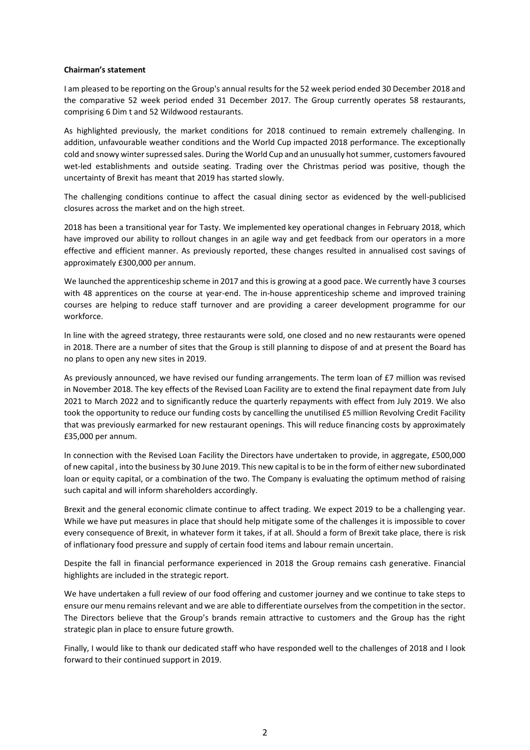**Chairman's statement**

I am pleased to be reporting on the Group's annual results for the 52 week period ended 30 December 2018 and the comparative 52 week period ended 31 December 2017. The Group currently operates 58 restaurants, comprising 6 Dim t and 52 Wildwood restaurants.

As highlighted previously, the market conditions for 2018 continued to remain extremely challenging. In addition, unfavourable weather conditions and the World Cup impacted 2018 performance. The exceptionally cold and snowy winter supressed sales. During the World Cup and an unusually hot summer, customers favoured wet-led establishments and outside seating. Trading over the Christmas period was positive, though the uncertainty of Brexit has meant that 2019 has started slowly.

The challenging conditions continue to affect the casual dining sector as evidenced by the well-publicised closures across the market and on the high street.

2018 has been a transitional year for Tasty. We implemented key operational changes in February 2018, which have improved our ability to rollout changes in an agile way and get feedback from our operators in a more effective and efficient manner. As previously reported, these changes resulted in annualised cost savings of approximately £300,000 per annum.

We launched the apprenticeship scheme in 2017 and this is growing at a good pace. We currently have 3 courses with 48 apprentices on the course at year-end. The in-house apprenticeship scheme and improved training courses are helping to reduce staff turnover and are providing a career development programme for our workforce.

In line with the agreed strategy, three restaurants were sold, one closed and no new restaurants were opened in 2018. There are a number of sites that the Group is still planning to dispose of and at present the Board has no plans to open any new sites in 2019.

As previously announced, we have revised our funding arrangements. The term loan of £7 million was revised in November 2018. The key effects of the Revised Loan Facility are to extend the final repayment date from July 2021 to March 2022 and to significantly reduce the quarterly repayments with effect from July 2019. We also took the opportunity to reduce our funding costs by cancelling the unutilised £5 million Revolving Credit Facility that was previously earmarked for new restaurant openings. This will reduce financing costs by approximately £35,000 per annum.

In connection with the Revised Loan Facility the Directors have undertaken to provide, in aggregate, £500,000 of new capital , into the business by 30 June 2019. This new capital is to be in the form of either new subordinated loan or equity capital, or a combination of the two. The Company is evaluating the optimum method of raising such capital and will inform shareholders accordingly.

Brexit and the general economic climate continue to affect trading. We expect 2019 to be a challenging year. While we have put measures in place that should help mitigate some of the challenges it is impossible to cover every consequence of Brexit, in whatever form it takes, if at all. Should a form of Brexit take place, there is risk of inflationary food pressure and supply of certain food items and labour remain uncertain.

Despite the fall in financial performance experienced in 2018 the Group remains cash generative. Financial highlights are included in the strategic report.

We have undertaken a full review of our food offering and customer journey and we continue to take steps to ensure our menu remains relevant and we are able to differentiate ourselves from the competition in the sector. The Directors believe that the Group's brands remain attractive to customers and the Group has the right strategic plan in place to ensure future growth.

Finally, I would like to thank our dedicated staff who have responded well to the challenges of 2018 and I look forward to their continued support in 2019.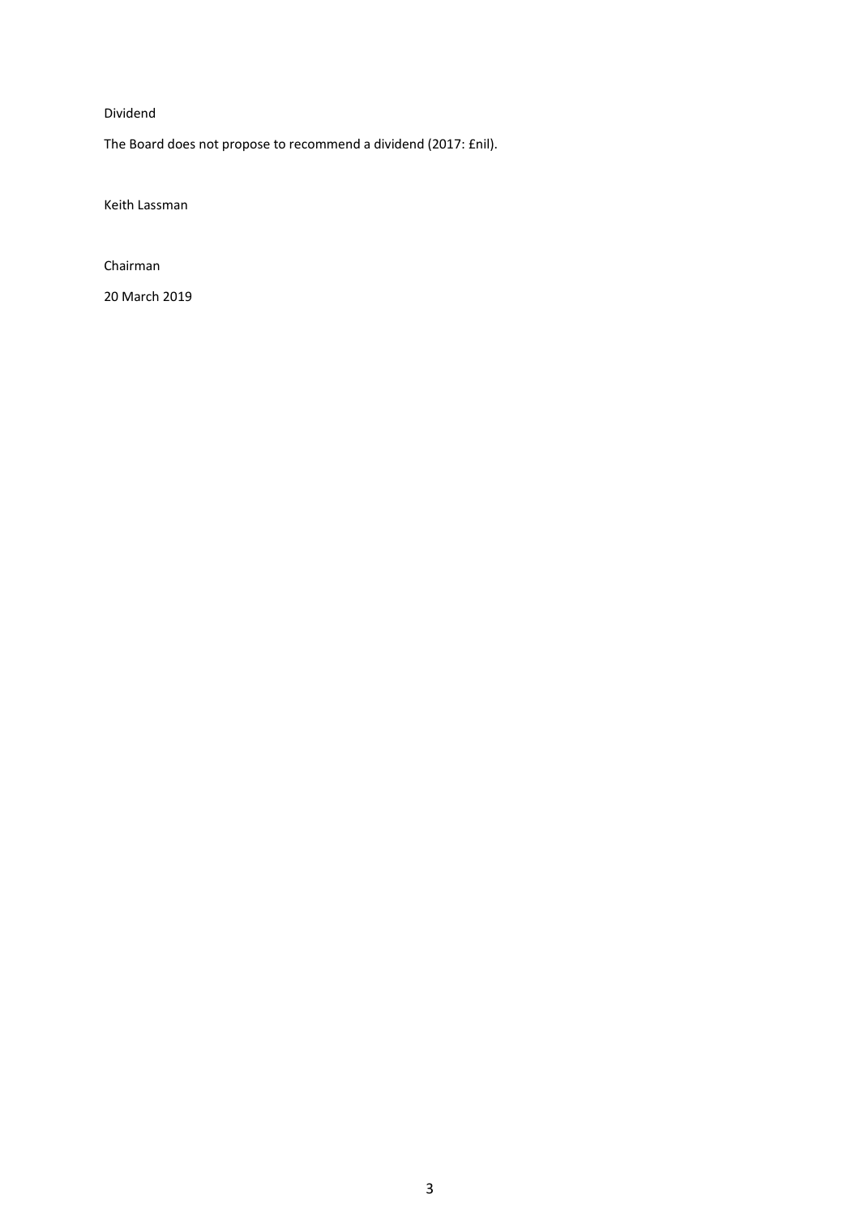## Dividend

The Board does not propose to recommend a dividend (2017: £nil).

Keith Lassman

Chairman

20 March 2019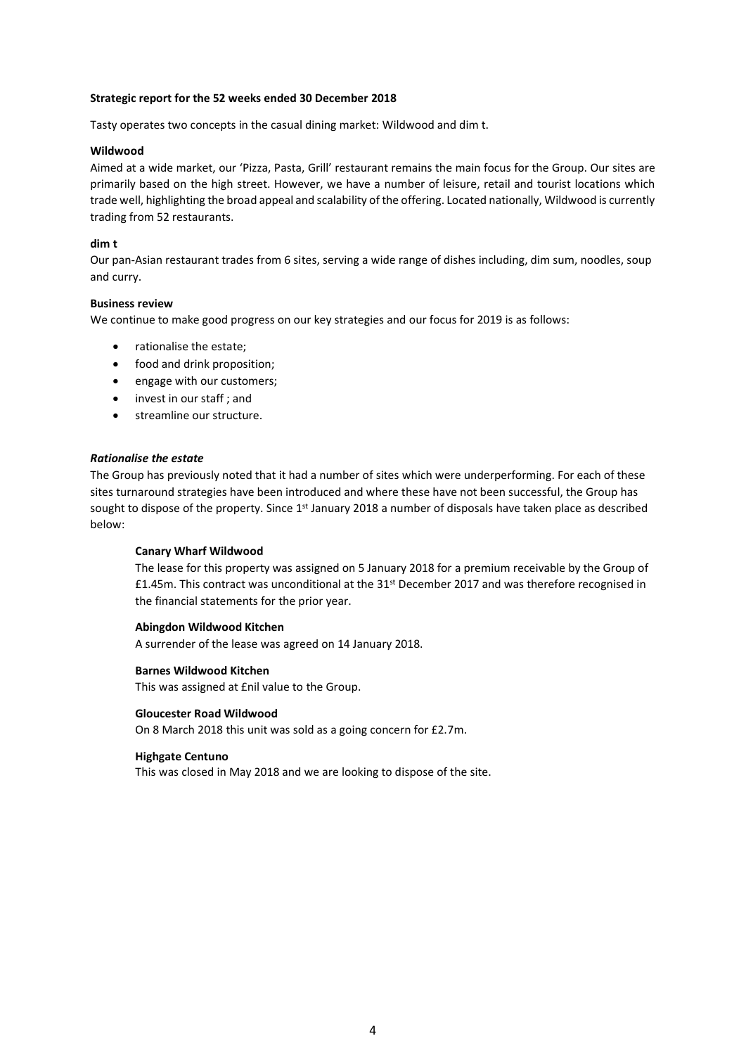**Strategic report for the 52 weeks ended 30 December 2018**

Tasty operates two concepts in the casual dining market: Wildwood and dim t.

**Wildwood**

Aimed at a wide market, our 'Pizza, Pasta, Grill' restaurant remains the main focus for the Group. Our sites are primarily based on the high street. However, we have a number of leisure, retail and tourist locations which trade well, highlighting the broad appeal and scalability of the offering. Located nationally, Wildwood is currently trading from 52 restaurants.

**dim t**

Our pan-Asian restaurant trades from 6 sites, serving a wide range of dishes including, dim sum, noodles, soup and curry.

**Business review**

We continue to make good progress on our key strategies and our focus for 2019 is as follows:

- rationalise the estate;
- food and drink proposition;
- engage with our customers;
- invest in our staff ; and
- streamline our structure.

***Rationalise the estate***

The Group has previously noted that it had a number of sites which were underperforming. For each of these sites turnaround strategies have been introduced and where these have not been successful, the Group has sought to dispose of the property. Since 1st January 2018 a number of disposals have taken place as described below:

**Canary Wharf Wildwood**

The lease for this property was assigned on 5 January 2018 for a premium receivable by the Group of £1.45m. This contract was unconditional at the 31st December 2017 and was therefore recognised in the financial statements for the prior year.

**Abingdon Wildwood Kitchen**

A surrender of the lease was agreed on 14 January 2018.

**Barnes Wildwood Kitchen**

This was assigned at £nil value to the Group.

**Gloucester Road Wildwood**

On 8 March 2018 this unit was sold as a going concern for £2.7m.

**Highgate Centuno**

This was closed in May 2018 and we are looking to dispose of the site.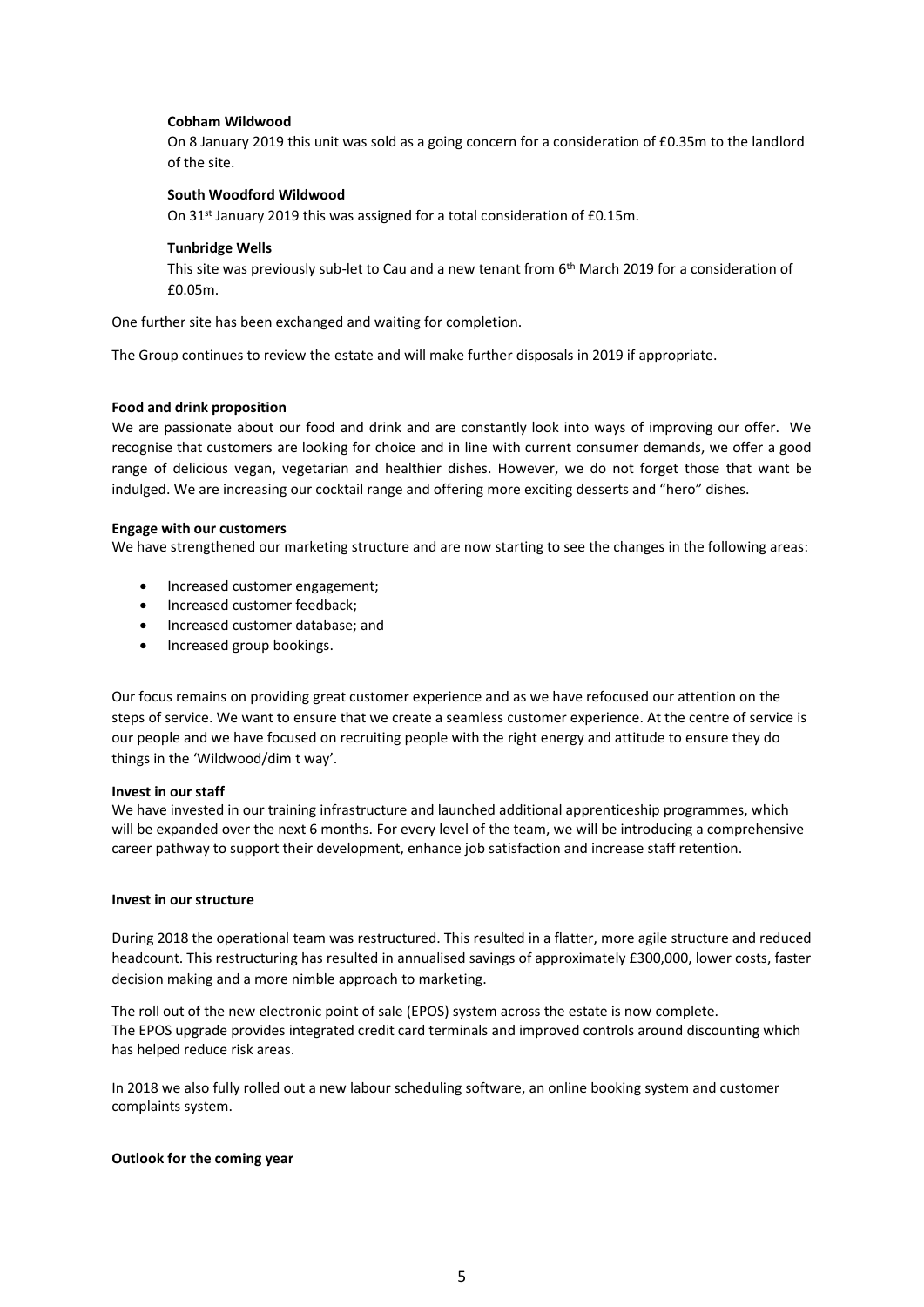**Cobham Wildwood**

On 8 January 2019 this unit was sold as a going concern for a consideration of £0.35m to the landlord of the site.

**South Woodford Wildwood**

On 31st January 2019 this was assigned for a total consideration of £0.15m.

**Tunbridge Wells**

This site was previously sub-let to Cau and a new tenant from 6th March 2019 for a consideration of £0.05m.

One further site has been exchanged and waiting for completion.

The Group continues to review the estate and will make further disposals in 2019 if appropriate.

**Food and drink proposition**

We are passionate about our food and drink and are constantly look into ways of improving our offer. We recognise that customers are looking for choice and in line with current consumer demands, we offer a good range of delicious vegan, vegetarian and healthier dishes. However, we do not forget those that want be indulged. We are increasing our cocktail range and offering more exciting desserts and "hero" dishes.

**Engage with our customers**

We have strengthened our marketing structure and are now starting to see the changes in the following areas:

- Increased customer engagement;
- Increased customer feedback;
- Increased customer database; and
- Increased group bookings.

Our focus remains on providing great customer experience and as we have refocused our attention on the steps of service. We want to ensure that we create a seamless customer experience. At the centre of service is our people and we have focused on recruiting people with the right energy and attitude to ensure they do things in the 'Wildwood/dim t way'.

**Invest in our staff**

We have invested in our training infrastructure and launched additional apprenticeship programmes, which will be expanded over the next 6 months. For every level of the team, we will be introducing a comprehensive career pathway to support their development, enhance job satisfaction and increase staff retention.

**Invest in our structure**

During 2018 the operational team was restructured. This resulted in a flatter, more agile structure and reduced headcount. This restructuring has resulted in annualised savings of approximately £300,000, lower costs, faster decision making and a more nimble approach to marketing.

The roll out of the new electronic point of sale (EPOS) system across the estate is now complete. The EPOS upgrade provides integrated credit card terminals and improved controls around discounting which has helped reduce risk areas.

In 2018 we also fully rolled out a new labour scheduling software, an online booking system and customer complaints system.

**Outlook for the coming year**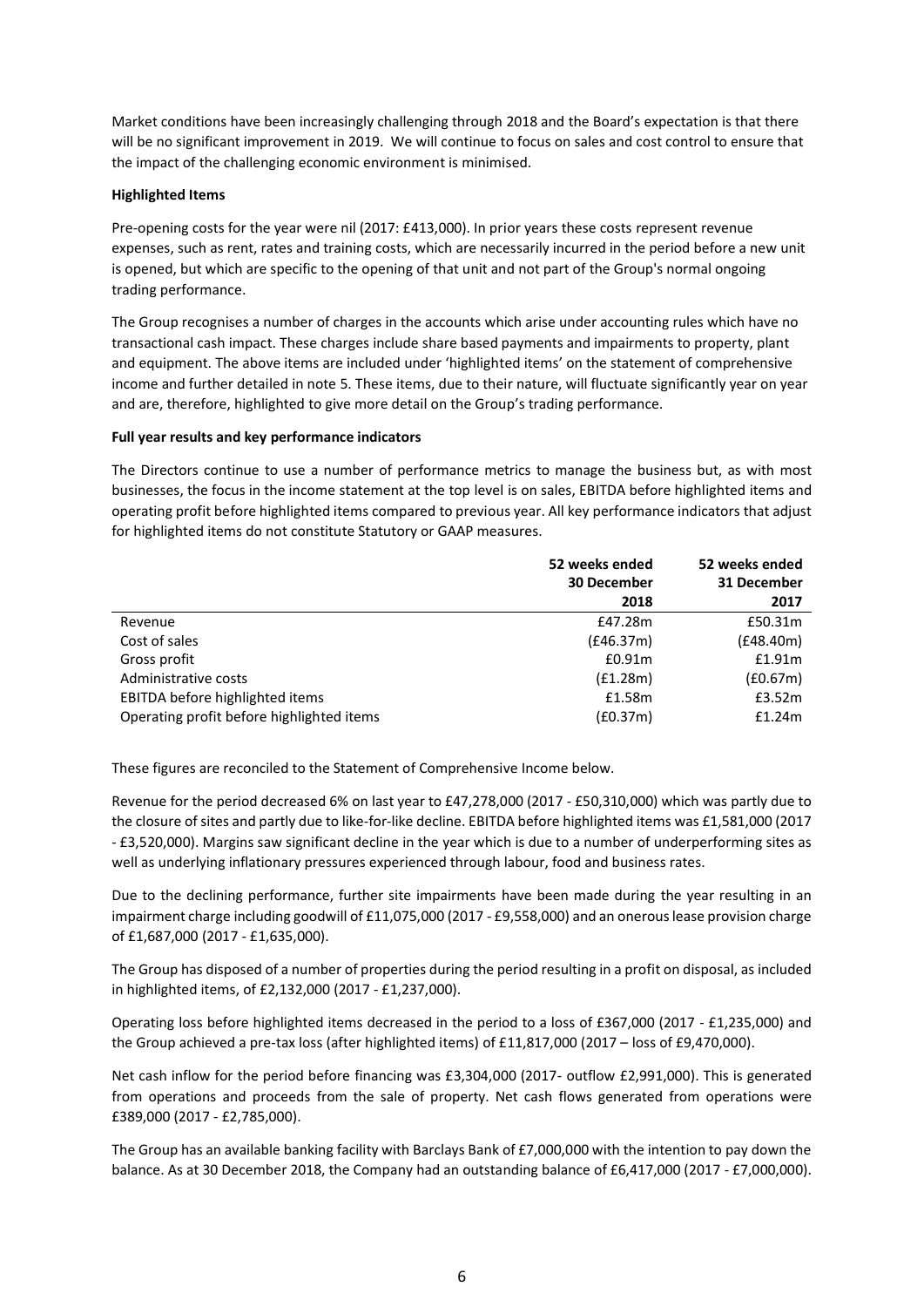Market conditions have been increasingly challenging through 2018 and the Board's expectation is that there will be no significant improvement in 2019. We will continue to focus on sales and cost control to ensure that the impact of the challenging economic environment is minimised.

**Highlighted Items**

Pre-opening costs for the year were nil (2017: £413,000). In prior years these costs represent revenue expenses, such as rent, rates and training costs, which are necessarily incurred in the period before a new unit is opened, but which are specific to the opening of that unit and not part of the Group's normal ongoing trading performance.

The Group recognises a number of charges in the accounts which arise under accounting rules which have no transactional cash impact. These charges include share based payments and impairments to property, plant and equipment. The above items are included under 'highlighted items' on the statement of comprehensive income and further detailed in note 5. These items, due to their nature, will fluctuate significantly year on year and are, therefore, highlighted to give more detail on the Group's trading performance.

**Full year results and key performance indicators**

The Directors continue to use a number of performance metrics to manage the business but, as with most businesses, the focus in the income statement at the top level is on sales, EBITDA before highlighted items and operating profit before highlighted items compared to previous year. All key performance indicators that adjust for highlighted items do not constitute Statutory or GAAP measures.

| | 52 weeks ended 30 December 2018 | 52 weeks ended 31 December 2017 |
|---|---|---|
| Revenue | £47.28m | £50.31m |
| Cost of sales | (£46.37m) | (£48.40m) |
| Gross profit | £0.91m | £1.91m |
| Administrative costs | (£1.28m) | (£0.67m) |
| EBITDA before highlighted items | £1.58m | £3.52m |
| Operating profit before highlighted items | (£0.37m) | £1.24m |

These figures are reconciled to the Statement of Comprehensive Income below.

Revenue for the period decreased 6% on last year to £47,278,000 (2017 - £50,310,000) which was partly due to the closure of sites and partly due to like-for-like decline. EBITDA before highlighted items was £1,581,000 (2017 - £3,520,000). Margins saw significant decline in the year which is due to a number of underperforming sites as well as underlying inflationary pressures experienced through labour, food and business rates.

Due to the declining performance, further site impairments have been made during the year resulting in an impairment charge including goodwill of £11,075,000 (2017 - £9,558,000) and an onerous lease provision charge of £1,687,000 (2017 - £1,635,000).

The Group has disposed of a number of properties during the period resulting in a profit on disposal, as included in highlighted items, of £2,132,000 (2017 - £1,237,000).

Operating loss before highlighted items decreased in the period to a loss of £367,000 (2017 - £1,235,000) and the Group achieved a pre-tax loss (after highlighted items) of £11,817,000 (2017 – loss of £9,470,000).

Net cash inflow for the period before financing was £3,304,000 (2017- outflow £2,991,000). This is generated from operations and proceeds from the sale of property. Net cash flows generated from operations were £389,000 (2017 - £2,785,000).

The Group has an available banking facility with Barclays Bank of £7,000,000 with the intention to pay down the balance. As at 30 December 2018, the Company had an outstanding balance of £6,417,000 (2017 - £7,000,000).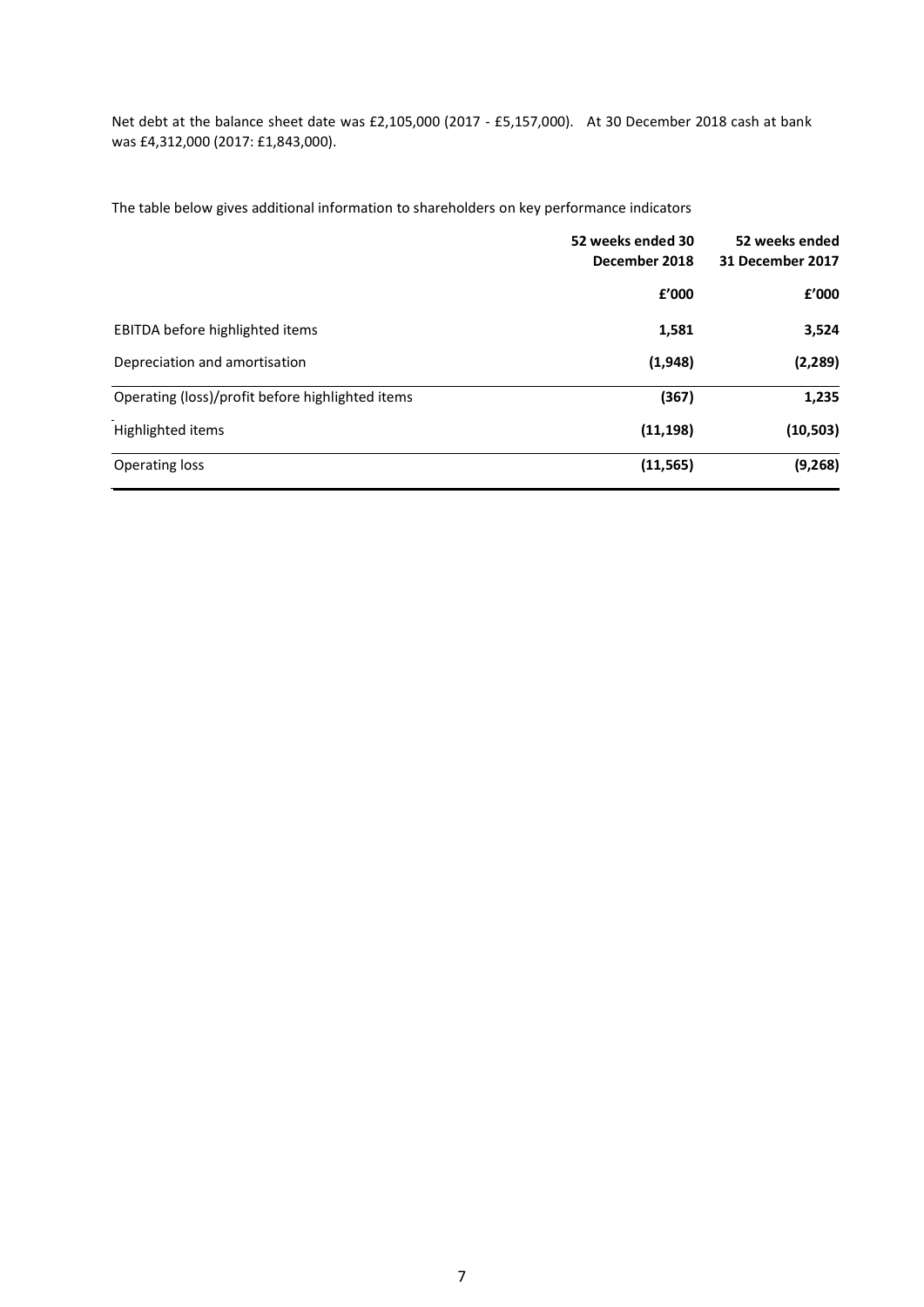Net debt at the balance sheet date was £2,105,000 (2017 - £5,157,000). At 30 December 2018 cash at bank was £4,312,000 (2017: £1,843,000).

The table below gives additional information to shareholders on key performance indicators

| | 52 weeks ended 30 December 2018 | 52 weeks ended 31 December 2017 |
|---|---|---|
| | **£'000** | **£'000** |
| EBITDA before highlighted items | **1,581** | **3,524** |
| Depreciation and amortisation | **(1,948)** | **(2,289)** |
| Operating (loss)/profit before highlighted items | **(367)** | **1,235** |
| Highlighted items | **(11,198)** | **(10,503)** |
| Operating loss | **(11,565)** | **(9,268)** |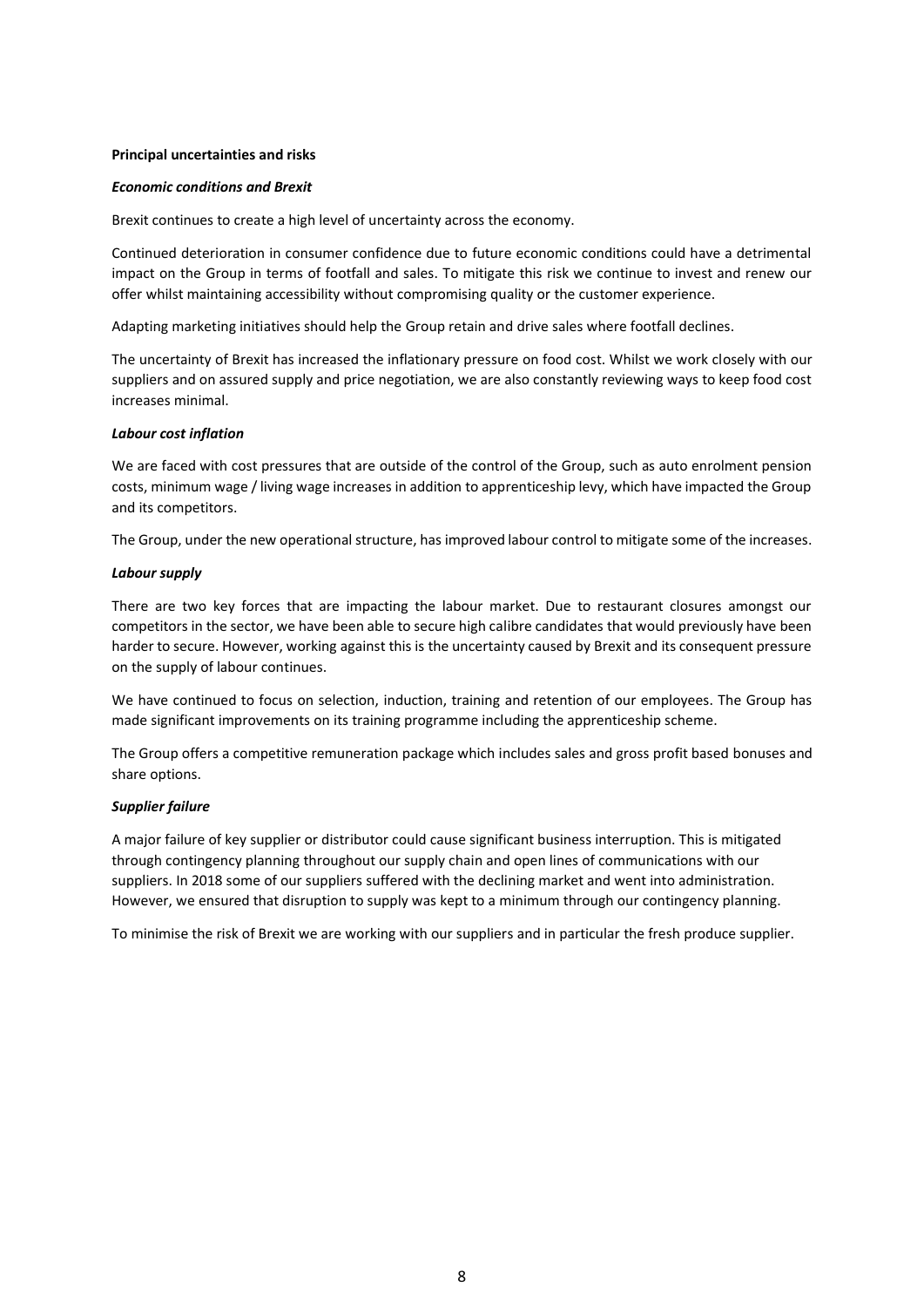**Principal uncertainties and risks**

***Economic conditions and Brexit***

Brexit continues to create a high level of uncertainty across the economy.

Continued deterioration in consumer confidence due to future economic conditions could have a detrimental impact on the Group in terms of footfall and sales. To mitigate this risk we continue to invest and renew our offer whilst maintaining accessibility without compromising quality or the customer experience.

Adapting marketing initiatives should help the Group retain and drive sales where footfall declines.

The uncertainty of Brexit has increased the inflationary pressure on food cost. Whilst we work closely with our suppliers and on assured supply and price negotiation, we are also constantly reviewing ways to keep food cost increases minimal.

***Labour cost inflation***

We are faced with cost pressures that are outside of the control of the Group, such as auto enrolment pension costs, minimum wage / living wage increases in addition to apprenticeship levy, which have impacted the Group and its competitors.

The Group, under the new operational structure, has improved labour control to mitigate some of the increases.

***Labour supply***

There are two key forces that are impacting the labour market. Due to restaurant closures amongst our competitors in the sector, we have been able to secure high calibre candidates that would previously have been harder to secure. However, working against this is the uncertainty caused by Brexit and its consequent pressure on the supply of labour continues.

We have continued to focus on selection, induction, training and retention of our employees. The Group has made significant improvements on its training programme including the apprenticeship scheme.

The Group offers a competitive remuneration package which includes sales and gross profit based bonuses and share options.

***Supplier failure***

A major failure of key supplier or distributor could cause significant business interruption. This is mitigated through contingency planning throughout our supply chain and open lines of communications with our suppliers. In 2018 some of our suppliers suffered with the declining market and went into administration. However, we ensured that disruption to supply was kept to a minimum through our contingency planning.

To minimise the risk of Brexit we are working with our suppliers and in particular the fresh produce supplier.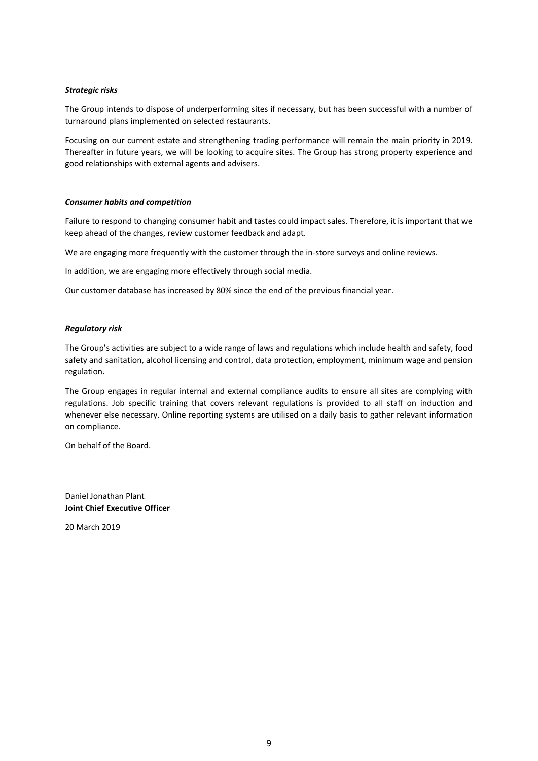***Strategic risks***

The Group intends to dispose of underperforming sites if necessary, but has been successful with a number of turnaround plans implemented on selected restaurants.

Focusing on our current estate and strengthening trading performance will remain the main priority in 2019. Thereafter in future years, we will be looking to acquire sites. The Group has strong property experience and good relationships with external agents and advisers.

***Consumer habits and competition***

Failure to respond to changing consumer habit and tastes could impact sales. Therefore, it is important that we keep ahead of the changes, review customer feedback and adapt.

We are engaging more frequently with the customer through the in-store surveys and online reviews.

In addition, we are engaging more effectively through social media.

Our customer database has increased by 80% since the end of the previous financial year.

***Regulatory risk***

The Group's activities are subject to a wide range of laws and regulations which include health and safety, food safety and sanitation, alcohol licensing and control, data protection, employment, minimum wage and pension regulation.

The Group engages in regular internal and external compliance audits to ensure all sites are complying with regulations. Job specific training that covers relevant regulations is provided to all staff on induction and whenever else necessary. Online reporting systems are utilised on a daily basis to gather relevant information on compliance.

On behalf of the Board.

Daniel Jonathan Plant
**Joint Chief Executive Officer**

20 March 2019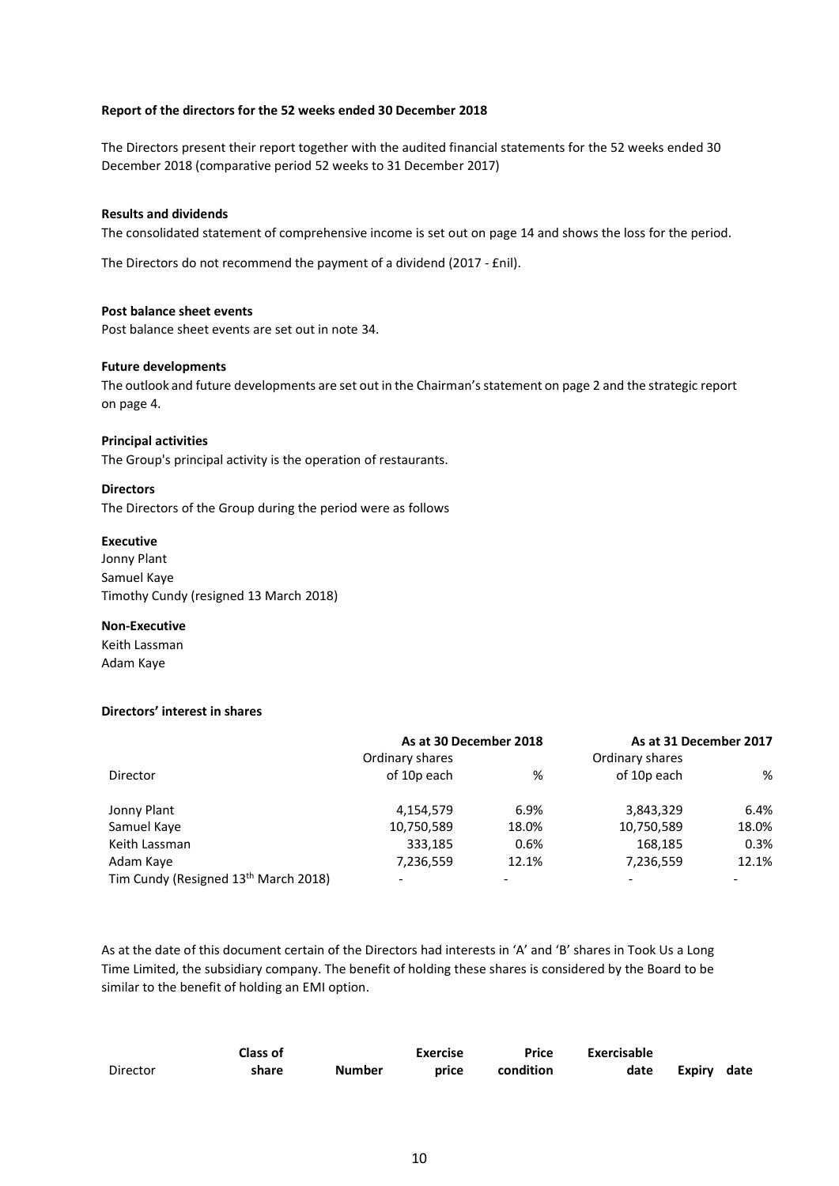**Report of the directors for the 52 weeks ended 30 December 2018**

The Directors present their report together with the audited financial statements for the 52 weeks ended 30 December 2018 (comparative period 52 weeks to 31 December 2017)

**Results and dividends**

The consolidated statement of comprehensive income is set out on page 14 and shows the loss for the period.

The Directors do not recommend the payment of a dividend (2017 - £nil).

**Post balance sheet events**

Post balance sheet events are set out in note 34.

**Future developments**

The outlook and future developments are set out in the Chairman's statement on page 2 and the strategic report on page 4.

**Principal activities**

The Group's principal activity is the operation of restaurants.

**Directors**

The Directors of the Group during the period were as follows

**Executive**

Jonny Plant
Samuel Kaye
Timothy Cundy (resigned 13 March 2018)

**Non-Executive**

Keith Lassman
Adam Kaye

**Directors' interest in shares**

| | As at 30 December 2018 | | As at 31 December 2017 | |
|---|---|---|---|---|
| Director | Ordinary shares of 10p each | % | Ordinary shares of 10p each | % |
| Jonny Plant | 4,154,579 | 6.9% | 3,843,329 | 6.4% |
| Samuel Kaye | 10,750,589 | 18.0% | 10,750,589 | 18.0% |
| Keith Lassman | 333,185 | 0.6% | 168,185 | 0.3% |
| Adam Kaye | 7,236,559 | 12.1% | 7,236,559 | 12.1% |
| Tim Cundy (Resigned 13th March 2018) | - | - | - | - |

As at the date of this document certain of the Directors had interests in 'A' and 'B' shares in Took Us a Long Time Limited, the subsidiary company. The benefit of holding these shares is considered by the Board to be similar to the benefit of holding an EMI option.

| Director | Class of share | Number | Exercise price | Price condition | Exercisable date | Expiry date |
|---|---|---|---|---|---|---|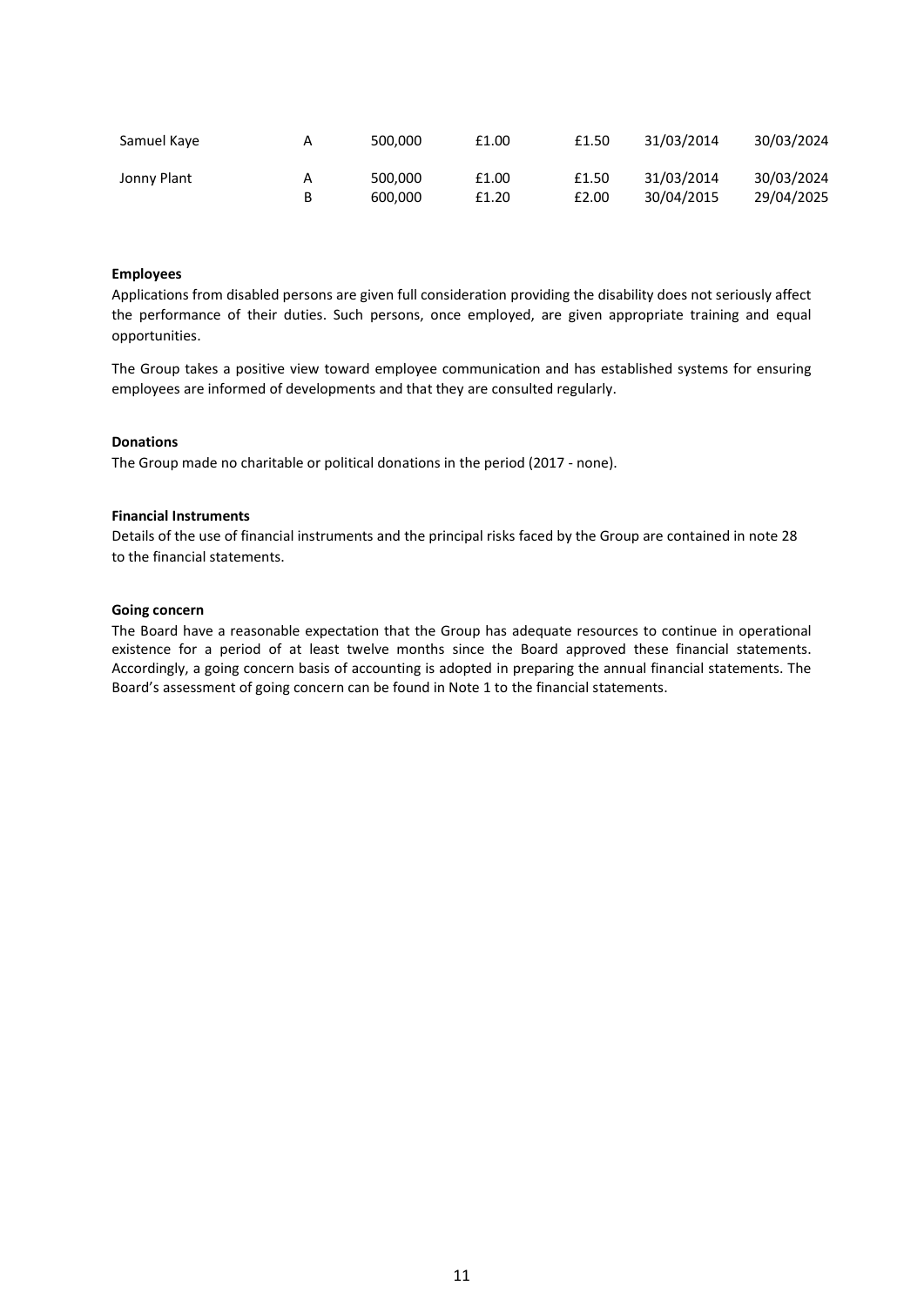| | | | | | | |
|---|---|---|---|---|---|---|
| Samuel Kaye | A | 500,000 | £1.00 | £1.50 | 31/03/2014 | 30/03/2024 |
| Jonny Plant | A | 500,000 | £1.00 | £1.50 | 31/03/2014 | 30/03/2024 |
| | B | 600,000 | £1.20 | £2.00 | 30/04/2015 | 29/04/2025 |

**Employees**

Applications from disabled persons are given full consideration providing the disability does not seriously affect the performance of their duties. Such persons, once employed, are given appropriate training and equal opportunities.

The Group takes a positive view toward employee communication and has established systems for ensuring employees are informed of developments and that they are consulted regularly.

**Donations**

The Group made no charitable or political donations in the period (2017 - none).

**Financial Instruments**

Details of the use of financial instruments and the principal risks faced by the Group are contained in note 28 to the financial statements.

**Going concern**

The Board have a reasonable expectation that the Group has adequate resources to continue in operational existence for a period of at least twelve months since the Board approved these financial statements. Accordingly, a going concern basis of accounting is adopted in preparing the annual financial statements. The Board's assessment of going concern can be found in Note 1 to the financial statements.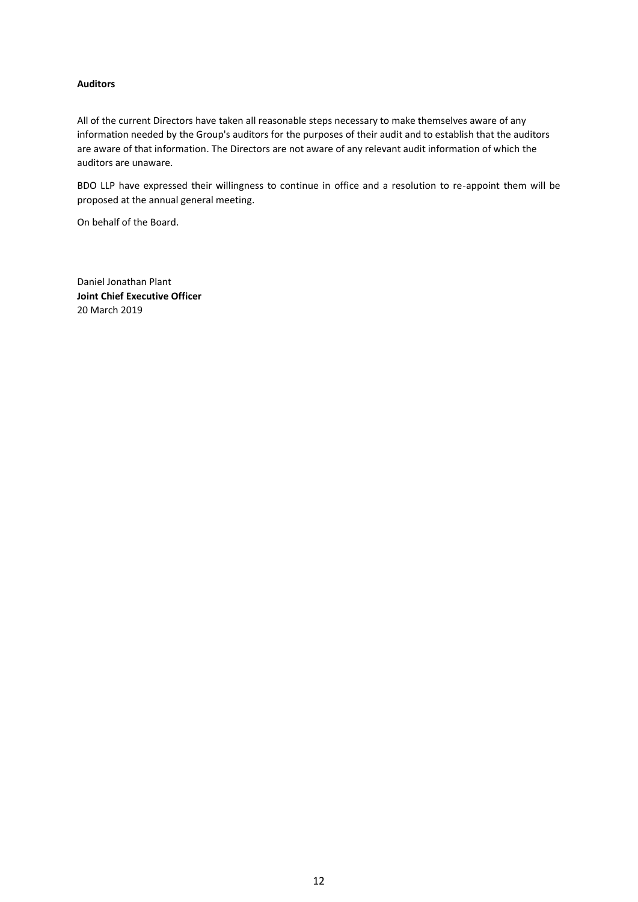**Auditors**

All of the current Directors have taken all reasonable steps necessary to make themselves aware of any information needed by the Group's auditors for the purposes of their audit and to establish that the auditors are aware of that information. The Directors are not aware of any relevant audit information of which the auditors are unaware.

BDO LLP have expressed their willingness to continue in office and a resolution to re-appoint them will be proposed at the annual general meeting.

On behalf of the Board.

Daniel Jonathan Plant
**Joint Chief Executive Officer**
20 March 2019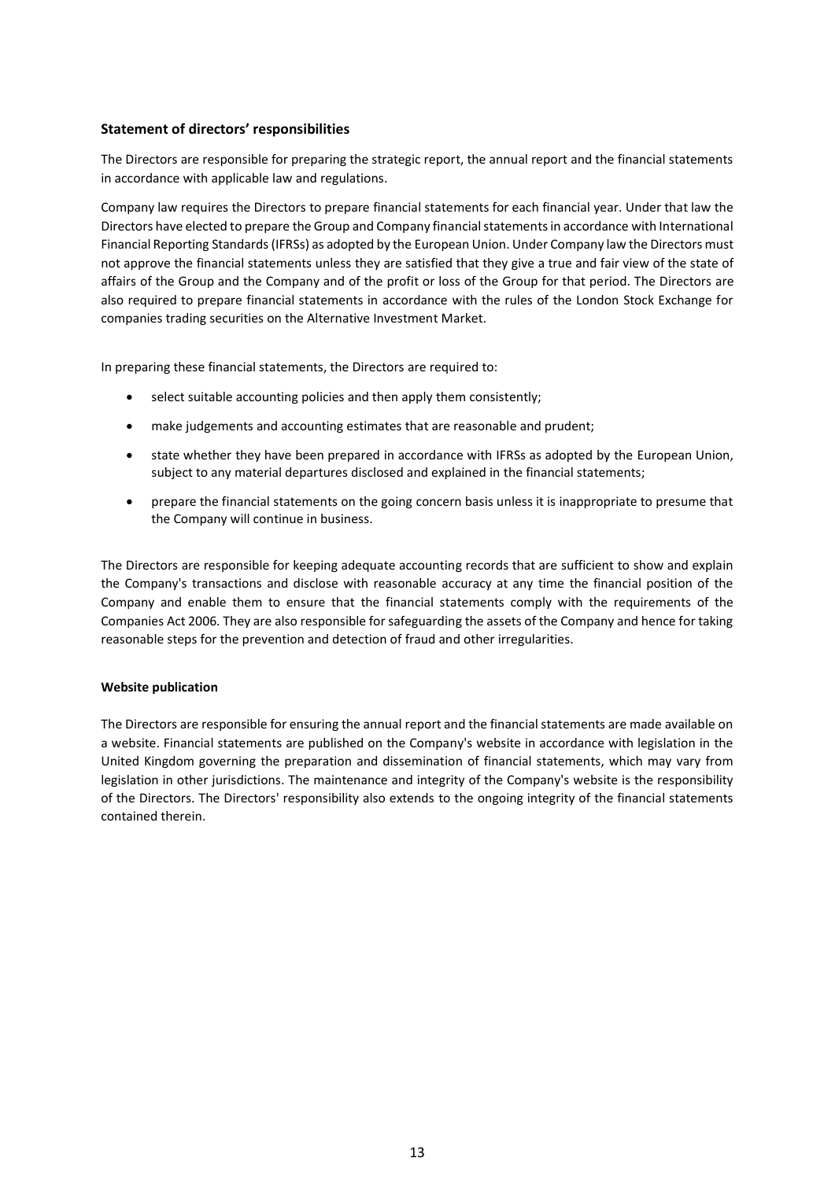## Statement of directors' responsibilities

The Directors are responsible for preparing the strategic report, the annual report and the financial statements in accordance with applicable law and regulations.

Company law requires the Directors to prepare financial statements for each financial year. Under that law the Directors have elected to prepare the Group and Company financial statements in accordance with International Financial Reporting Standards (IFRSs) as adopted by the European Union. Under Company law the Directors must not approve the financial statements unless they are satisfied that they give a true and fair view of the state of affairs of the Group and the Company and of the profit or loss of the Group for that period. The Directors are also required to prepare financial statements in accordance with the rules of the London Stock Exchange for companies trading securities on the Alternative Investment Market.

In preparing these financial statements, the Directors are required to:

- select suitable accounting policies and then apply them consistently;
- make judgements and accounting estimates that are reasonable and prudent;
- state whether they have been prepared in accordance with IFRSs as adopted by the European Union, subject to any material departures disclosed and explained in the financial statements;
- prepare the financial statements on the going concern basis unless it is inappropriate to presume that the Company will continue in business.

The Directors are responsible for keeping adequate accounting records that are sufficient to show and explain the Company's transactions and disclose with reasonable accuracy at any time the financial position of the Company and enable them to ensure that the financial statements comply with the requirements of the Companies Act 2006. They are also responsible for safeguarding the assets of the Company and hence for taking reasonable steps for the prevention and detection of fraud and other irregularities.

### Website publication

The Directors are responsible for ensuring the annual report and the financial statements are made available on a website. Financial statements are published on the Company's website in accordance with legislation in the United Kingdom governing the preparation and dissemination of financial statements, which may vary from legislation in other jurisdictions. The maintenance and integrity of the Company's website is the responsibility of the Directors. The Directors' responsibility also extends to the ongoing integrity of the financial statements contained therein.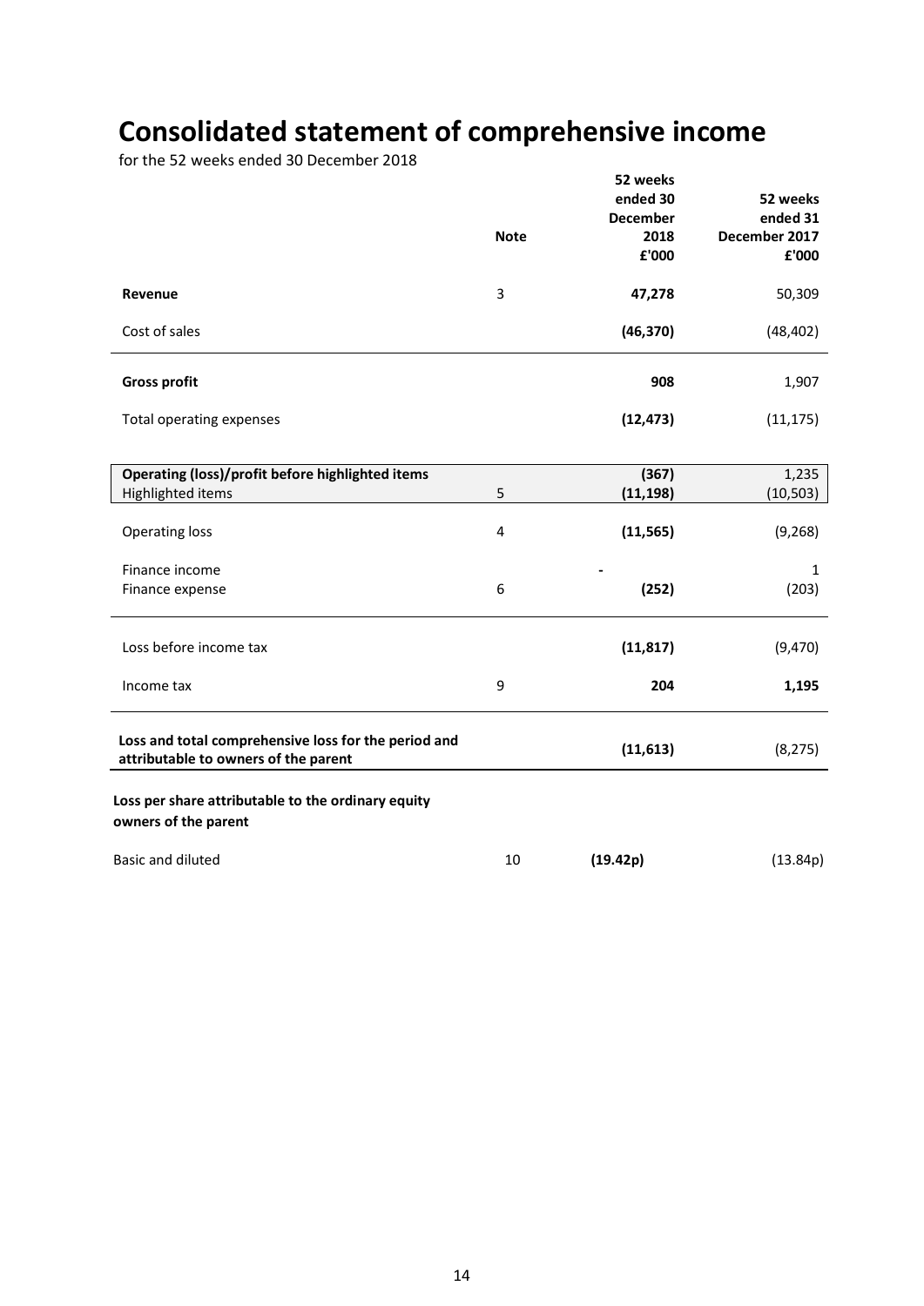# Consolidated statement of comprehensive income

for the 52 weeks ended 30 December 2018

| | Note | 52 weeks ended 30 December 2018 £'000 | 52 weeks ended 31 December 2017 £'000 |
|---|---|---|---|
| **Revenue** | 3 | **47,278** | 50,309 |
| Cost of sales | | **(46,370)** | (48,402) |
| **Gross profit** | | **908** | 1,907 |
| Total operating expenses | | **(12,473)** | (11,175) |
| **Operating (loss)/profit before highlighted items** | | **(367)** | 1,235 |
| Highlighted items | 5 | **(11,198)** | (10,503) |
| Operating loss | 4 | **(11,565)** | (9,268) |
| Finance income | | **-** | 1 |
| Finance expense | 6 | **(252)** | (203) |
| Loss before income tax | | **(11,817)** | (9,470) |
| Income tax | 9 | **204** | **1,195** |
| **Loss and total comprehensive loss for the period and attributable to owners of the parent** | | **(11,613)** | (8,275) |
| **Loss per share attributable to the ordinary equity owners of the parent** | | | |
| Basic and diluted | 10 | **(19.42p)** | (13.84p) |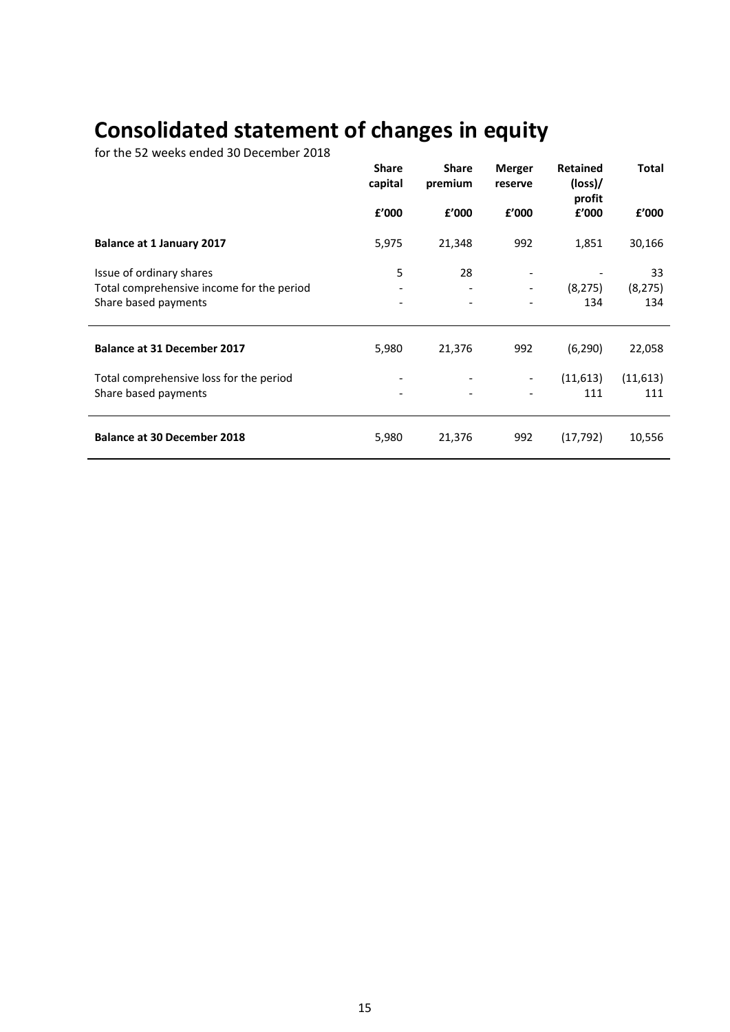# Consolidated statement of changes in equity

for the 52 weeks ended 30 December 2018

| | Share capital | Share premium | Merger reserve | Retained (loss)/ profit | Total |
|---|---|---|---|---|---|
| | £'000 | £'000 | £'000 | £'000 | £'000 |
| **Balance at 1 January 2017** | 5,975 | 21,348 | 992 | 1,851 | 30,166 |
| Issue of ordinary shares | 5 | 28 | - | - | 33 |
| Total comprehensive income for the period | - | - | - | (8,275) | (8,275) |
| Share based payments | - | - | - | 134 | 134 |
| **Balance at 31 December 2017** | 5,980 | 21,376 | 992 | (6,290) | 22,058 |
| Total comprehensive loss for the period | - | - | - | (11,613) | (11,613) |
| Share based payments | - | - | - | 111 | 111 |
| **Balance at 30 December 2018** | 5,980 | 21,376 | 992 | (17,792) | 10,556 |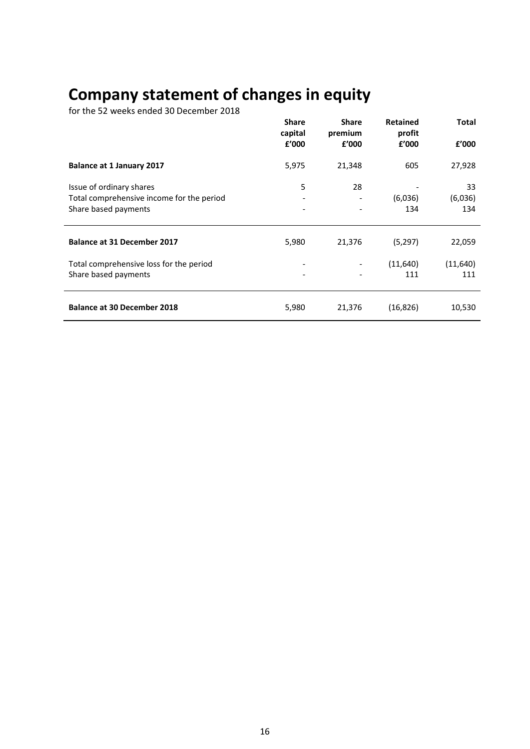# Company statement of changes in equity

for the 52 weeks ended 30 December 2018

| | Share capital £'000 | Share premium £'000 | Retained profit £'000 | Total £'000 |
|---|---|---|---|---|
| **Balance at 1 January 2017** | 5,975 | 21,348 | 605 | 27,928 |
| Issue of ordinary shares | 5 | 28 | - | 33 |
| Total comprehensive income for the period | - | - | (6,036) | (6,036) |
| Share based payments | - | - | 134 | 134 |
| **Balance at 31 December 2017** | 5,980 | 21,376 | (5,297) | 22,059 |
| Total comprehensive loss for the period | - | - | (11,640) | (11,640) |
| Share based payments | - | - | 111 | 111 |
| **Balance at 30 December 2018** | 5,980 | 21,376 | (16,826) | 10,530 |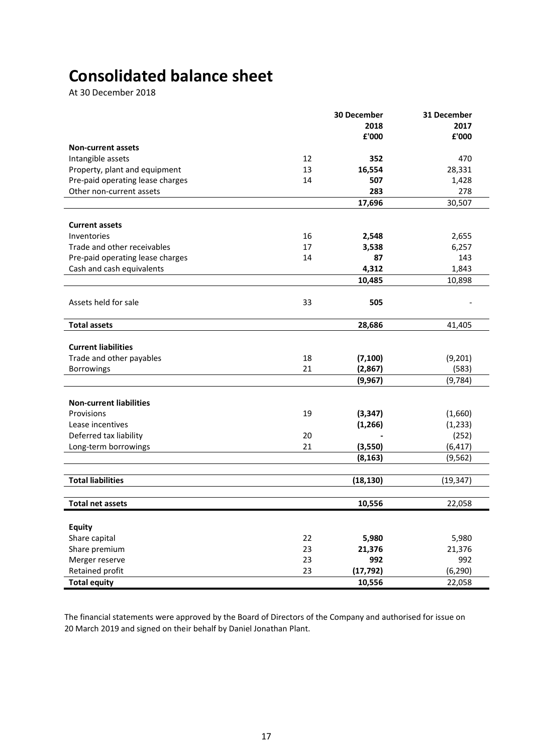# Consolidated balance sheet

At 30 December 2018

| | | 30 December 2018 £'000 | 31 December 2017 £'000 |
|---|---|---|---|
| **Non-current assets** | | | |
| Intangible assets | 12 | **352** | 470 |
| Property, plant and equipment | 13 | **16,554** | 28,331 |
| Pre-paid operating lease charges | 14 | **507** | 1,428 |
| Other non-current assets | | **283** | 278 |
| | | **17,696** | 30,507 |
| **Current assets** | | | |
| Inventories | 16 | **2,548** | 2,655 |
| Trade and other receivables | 17 | **3,538** | 6,257 |
| Pre-paid operating lease charges | 14 | **87** | 143 |
| Cash and cash equivalents | | **4,312** | 1,843 |
| | | **10,485** | 10,898 |
| Assets held for sale | 33 | **505** | - |
| **Total assets** | | **28,686** | 41,405 |
| **Current liabilities** | | | |
| Trade and other payables | 18 | **(7,100)** | (9,201) |
| Borrowings | 21 | **(2,867)** | (583) |
| | | **(9,967)** | (9,784) |
| **Non-current liabilities** | | | |
| Provisions | 19 | **(3,347)** | (1,660) |
| Lease incentives | | **(1,266)** | (1,233) |
| Deferred tax liability | 20 | **-** | (252) |
| Long-term borrowings | 21 | **(3,550)** | (6,417) |
| | | **(8,163)** | (9,562) |
| **Total liabilities** | | **(18,130)** | (19,347) |
| **Total net assets** | | **10,556** | 22,058 |
| **Equity** | | | |
| Share capital | 22 | **5,980** | 5,980 |
| Share premium | 23 | **21,376** | 21,376 |
| Merger reserve | 23 | **992** | 992 |
| Retained profit | 23 | **(17,792)** | (6,290) |
| **Total equity** | | **10,556** | 22,058 |

The financial statements were approved by the Board of Directors of the Company and authorised for issue on 20 March 2019 and signed on their behalf by Daniel Jonathan Plant.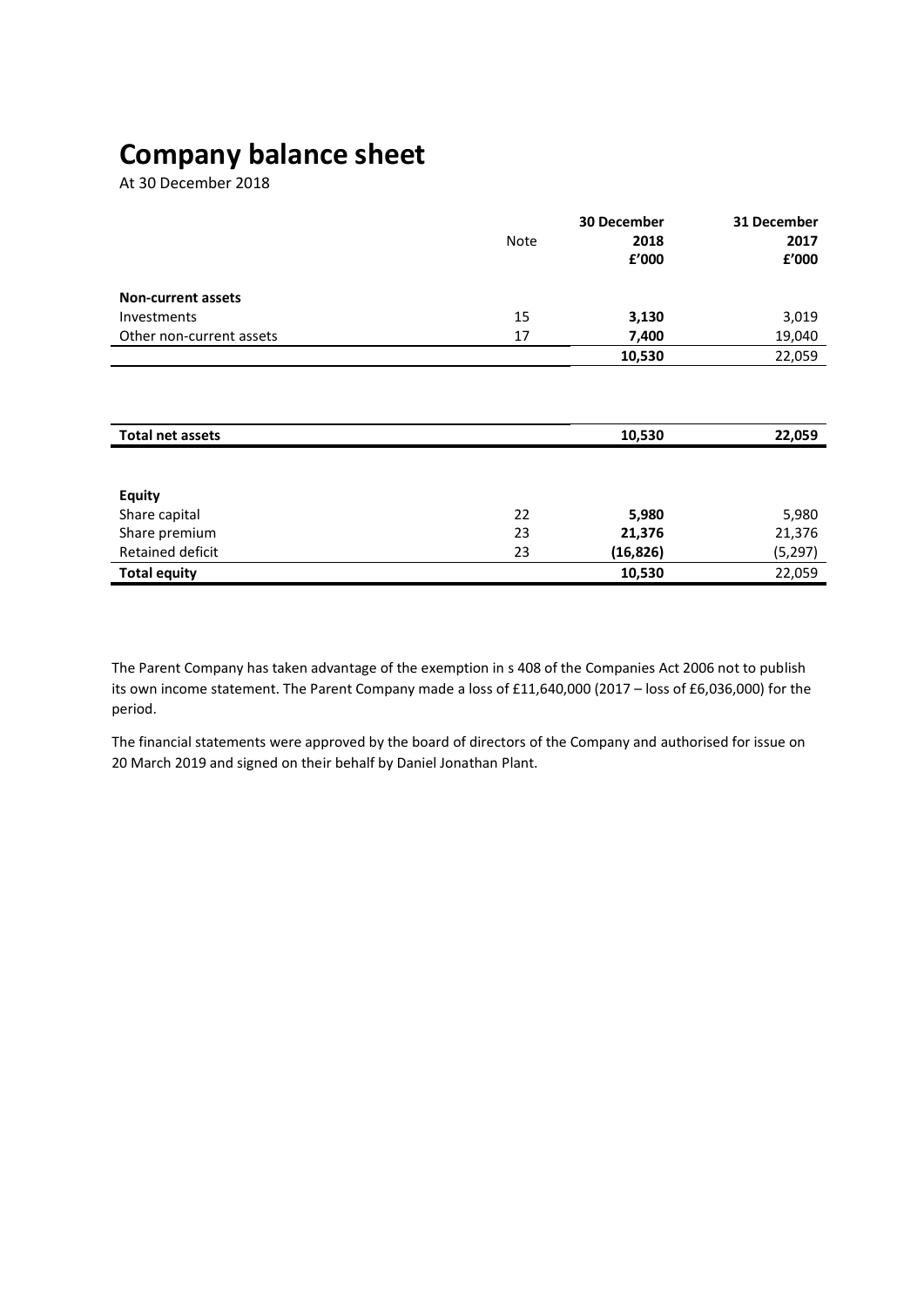# Company balance sheet

At 30 December 2018

| | Note | 30 December 2018 £'000 | 31 December 2017 £'000 |
|---|---|---|---|
| **Non-current assets** | | | |
| Investments | 15 | **3,130** | 3,019 |
| Other non-current assets | 17 | **7,400** | 19,040 |
| | | **10,530** | 22,059 |
| **Total net assets** | | **10,530** | **22,059** |
| **Equity** | | | |
| Share capital | 22 | **5,980** | 5,980 |
| Share premium | 23 | **21,376** | 21,376 |
| Retained deficit | 23 | **(16,826)** | (5,297) |
| **Total equity** | | **10,530** | 22,059 |

The Parent Company has taken advantage of the exemption in s 408 of the Companies Act 2006 not to publish its own income statement. The Parent Company made a loss of £11,640,000 (2017 – loss of £6,036,000) for the period.

The financial statements were approved by the board of directors of the Company and authorised for issue on 20 March 2019 and signed on their behalf by Daniel Jonathan Plant.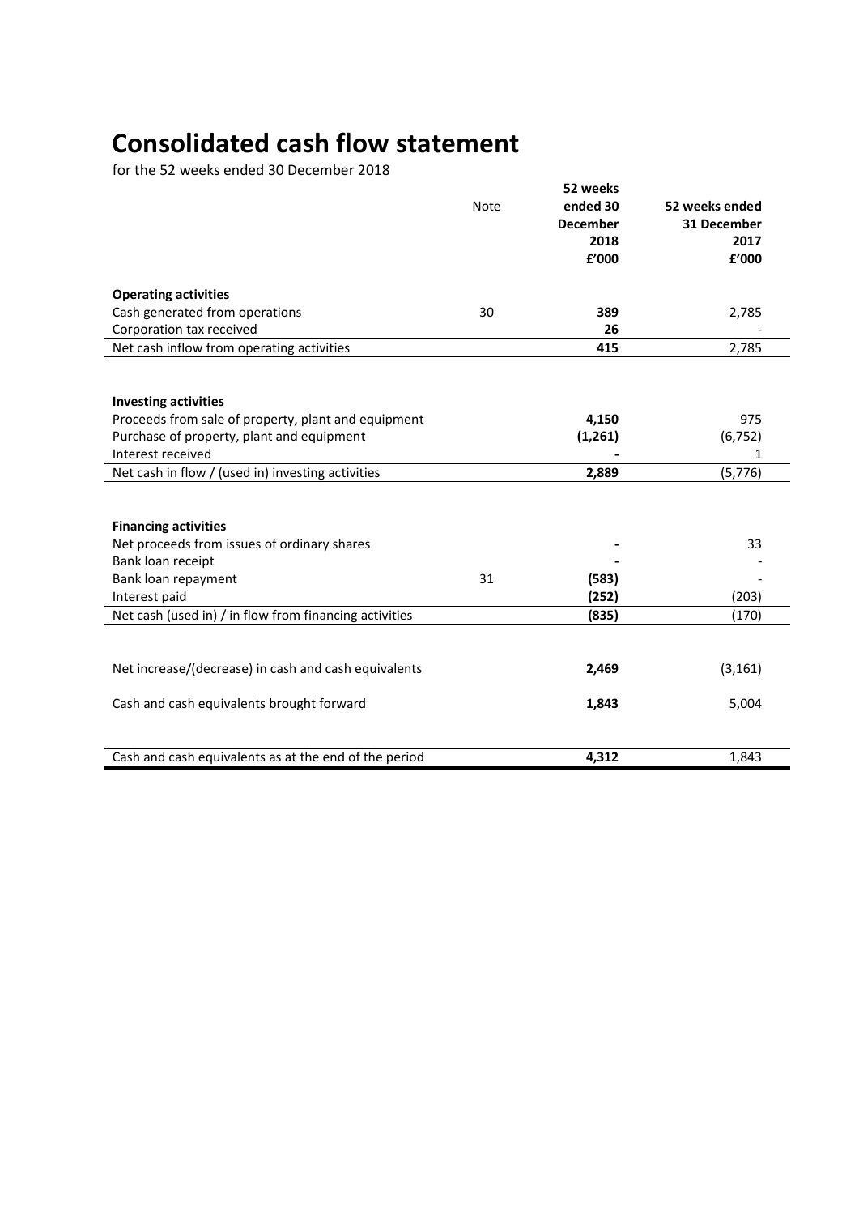# Consolidated cash flow statement

for the 52 weeks ended 30 December 2018

| | Note | **52 weeks ended 30 December 2018 £'000** | **52 weeks ended 31 December 2017 £'000** |
|---|---|---|---|
| **Operating activities** | | | |
| Cash generated from operations | 30 | **389** | 2,785 |
| Corporation tax received | | **26** | - |
| Net cash inflow from operating activities | | **415** | 2,785 |
| | | | |
| **Investing activities** | | | |
| Proceeds from sale of property, plant and equipment | | **4,150** | 975 |
| Purchase of property, plant and equipment | | **(1,261)** | (6,752) |
| Interest received | | **-** | 1 |
| Net cash in flow / (used in) investing activities | | **2,889** | (5,776) |
| | | | |
| **Financing activities** | | | |
| Net proceeds from issues of ordinary shares | | **-** | 33 |
| Bank loan receipt | | **-** | - |
| Bank loan repayment | 31 | **(583)** | - |
| Interest paid | | **(252)** | (203) |
| Net cash (used in) / in flow from financing activities | | **(835)** | (170) |
| | | | |
| Net increase/(decrease) in cash and cash equivalents | | **2,469** | (3,161) |
| | | | |
| Cash and cash equivalents brought forward | | **1,843** | 5,004 |
| | | | |
| Cash and cash equivalents as at the end of the period | | **4,312** | 1,843 |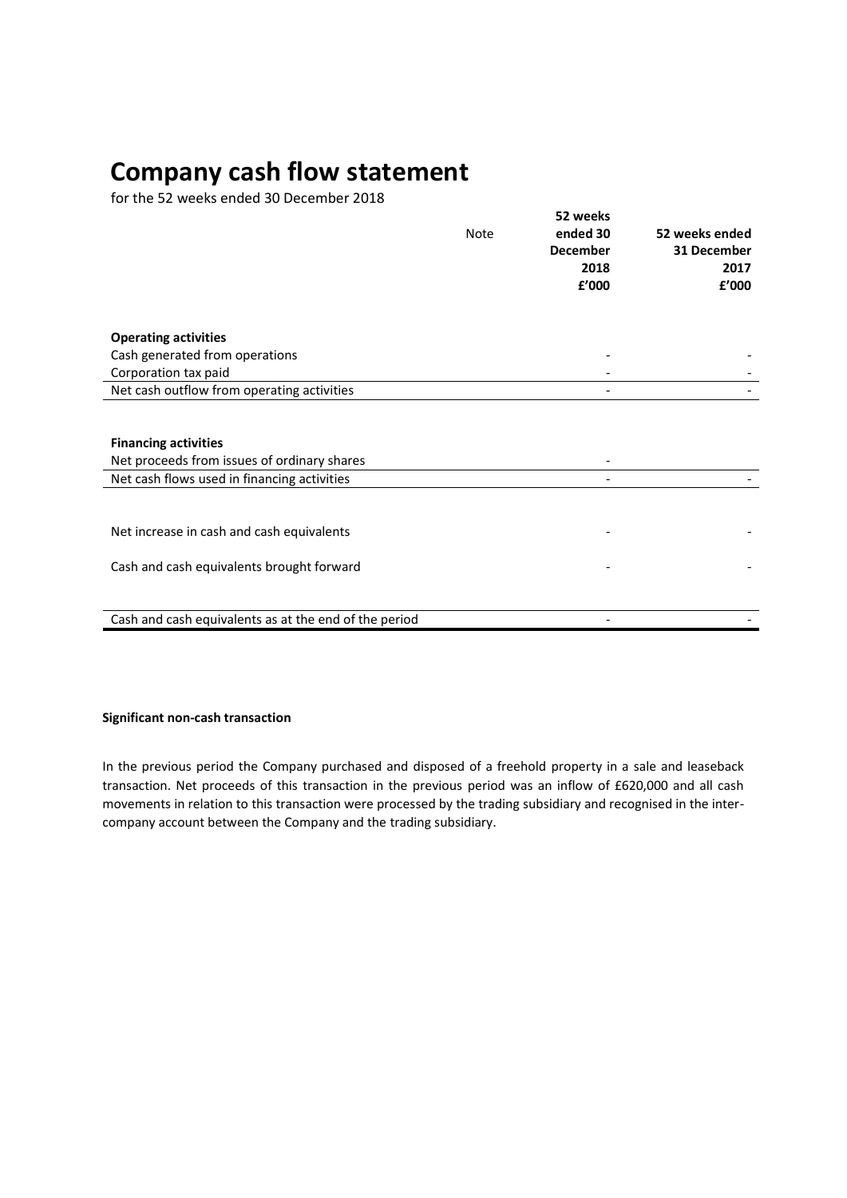# Company cash flow statement

for the 52 weeks ended 30 December 2018

| | Note | 52 weeks ended 30 December 2018 £'000 | 52 weeks ended 31 December 2017 £'000 |
|---|---|---|---|
| **Operating activities** | | | |
| Cash generated from operations | | - | - |
| Corporation tax paid | | - | - |
| Net cash outflow from operating activities | | - | - |
| | | | |
| **Financing activities** | | | |
| Net proceeds from issues of ordinary shares | | - | |
| Net cash flows used in financing activities | | - | - |
| | | | |
| Net increase in cash and cash equivalents | | - | - |
| Cash and cash equivalents brought forward | | - | - |
| | | | |
| Cash and cash equivalents as at the end of the period | | - | - |

**Significant non-cash transaction**

In the previous period the Company purchased and disposed of a freehold property in a sale and leaseback transaction. Net proceeds of this transaction in the previous period was an inflow of £620,000 and all cash movements in relation to this transaction were processed by the trading subsidiary and recognised in the inter-company account between the Company and the trading subsidiary.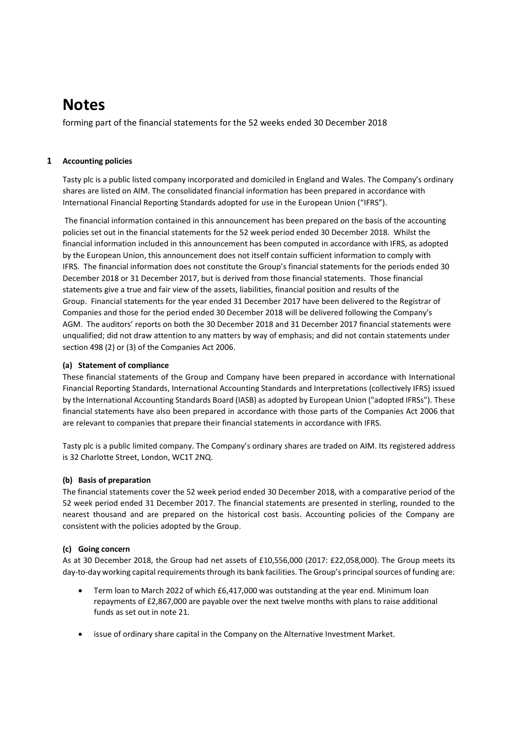# Notes

forming part of the financial statements for the 52 weeks ended 30 December 2018

## 1 Accounting policies

Tasty plc is a public listed company incorporated and domiciled in England and Wales. The Company's ordinary shares are listed on AIM. The consolidated financial information has been prepared in accordance with International Financial Reporting Standards adopted for use in the European Union ("IFRS").

The financial information contained in this announcement has been prepared on the basis of the accounting policies set out in the financial statements for the 52 week period ended 30 December 2018. Whilst the financial information included in this announcement has been computed in accordance with IFRS, as adopted by the European Union, this announcement does not itself contain sufficient information to comply with IFRS. The financial information does not constitute the Group's financial statements for the periods ended 30 December 2018 or 31 December 2017, but is derived from those financial statements. Those financial statements give a true and fair view of the assets, liabilities, financial position and results of the Group. Financial statements for the year ended 31 December 2017 have been delivered to the Registrar of Companies and those for the period ended 30 December 2018 will be delivered following the Company's AGM. The auditors' reports on both the 30 December 2018 and 31 December 2017 financial statements were unqualified; did not draw attention to any matters by way of emphasis; and did not contain statements under section 498 (2) or (3) of the Companies Act 2006.

### (a) Statement of compliance

These financial statements of the Group and Company have been prepared in accordance with International Financial Reporting Standards, International Accounting Standards and Interpretations (collectively IFRS) issued by the International Accounting Standards Board (IASB) as adopted by European Union ("adopted IFRSs"). These financial statements have also been prepared in accordance with those parts of the Companies Act 2006 that are relevant to companies that prepare their financial statements in accordance with IFRS.

Tasty plc is a public limited company. The Company's ordinary shares are traded on AIM. Its registered address is 32 Charlotte Street, London, WC1T 2NQ.

### (b) Basis of preparation

The financial statements cover the 52 week period ended 30 December 2018, with a comparative period of the 52 week period ended 31 December 2017. The financial statements are presented in sterling, rounded to the nearest thousand and are prepared on the historical cost basis. Accounting policies of the Company are consistent with the policies adopted by the Group.

### (c) Going concern

As at 30 December 2018, the Group had net assets of £10,556,000 (2017: £22,058,000). The Group meets its day-to-day working capital requirements through its bank facilities. The Group's principal sources of funding are:

- Term loan to March 2022 of which £6,417,000 was outstanding at the year end. Minimum loan repayments of £2,867,000 are payable over the next twelve months with plans to raise additional funds as set out in note 21.
- issue of ordinary share capital in the Company on the Alternative Investment Market.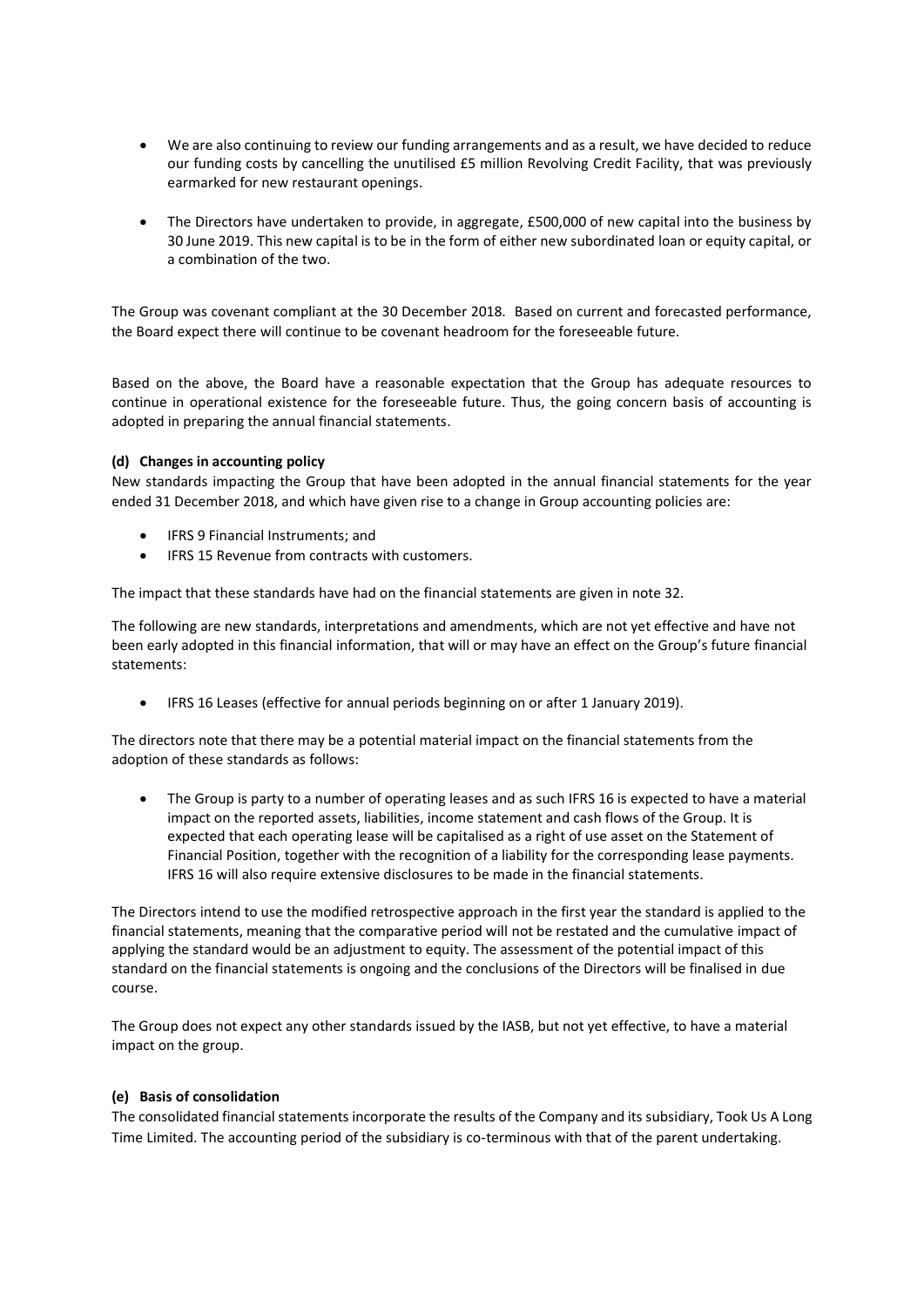- We are also continuing to review our funding arrangements and as a result, we have decided to reduce our funding costs by cancelling the unutilised £5 million Revolving Credit Facility, that was previously earmarked for new restaurant openings.

- The Directors have undertaken to provide, in aggregate, £500,000 of new capital into the business by 30 June 2019. This new capital is to be in the form of either new subordinated loan or equity capital, or a combination of the two.

The Group was covenant compliant at the 30 December 2018. Based on current and forecasted performance, the Board expect there will continue to be covenant headroom for the foreseeable future.

Based on the above, the Board have a reasonable expectation that the Group has adequate resources to continue in operational existence for the foreseeable future. Thus, the going concern basis of accounting is adopted in preparing the annual financial statements.

#### (d) Changes in accounting policy

New standards impacting the Group that have been adopted in the annual financial statements for the year ended 31 December 2018, and which have given rise to a change in Group accounting policies are:

- IFRS 9 Financial Instruments; and
- IFRS 15 Revenue from contracts with customers.

The impact that these standards have had on the financial statements are given in note 32.

The following are new standards, interpretations and amendments, which are not yet effective and have not been early adopted in this financial information, that will or may have an effect on the Group's future financial statements:

- IFRS 16 Leases (effective for annual periods beginning on or after 1 January 2019).

The directors note that there may be a potential material impact on the financial statements from the adoption of these standards as follows:

- The Group is party to a number of operating leases and as such IFRS 16 is expected to have a material impact on the reported assets, liabilities, income statement and cash flows of the Group. It is expected that each operating lease will be capitalised as a right of use asset on the Statement of Financial Position, together with the recognition of a liability for the corresponding lease payments. IFRS 16 will also require extensive disclosures to be made in the financial statements.

The Directors intend to use the modified retrospective approach in the first year the standard is applied to the financial statements, meaning that the comparative period will not be restated and the cumulative impact of applying the standard would be an adjustment to equity. The assessment of the potential impact of this standard on the financial statements is ongoing and the conclusions of the Directors will be finalised in due course.

The Group does not expect any other standards issued by the IASB, but not yet effective, to have a material impact on the group.

#### (e) Basis of consolidation

The consolidated financial statements incorporate the results of the Company and its subsidiary, Took Us A Long Time Limited. The accounting period of the subsidiary is co-terminous with that of the parent undertaking.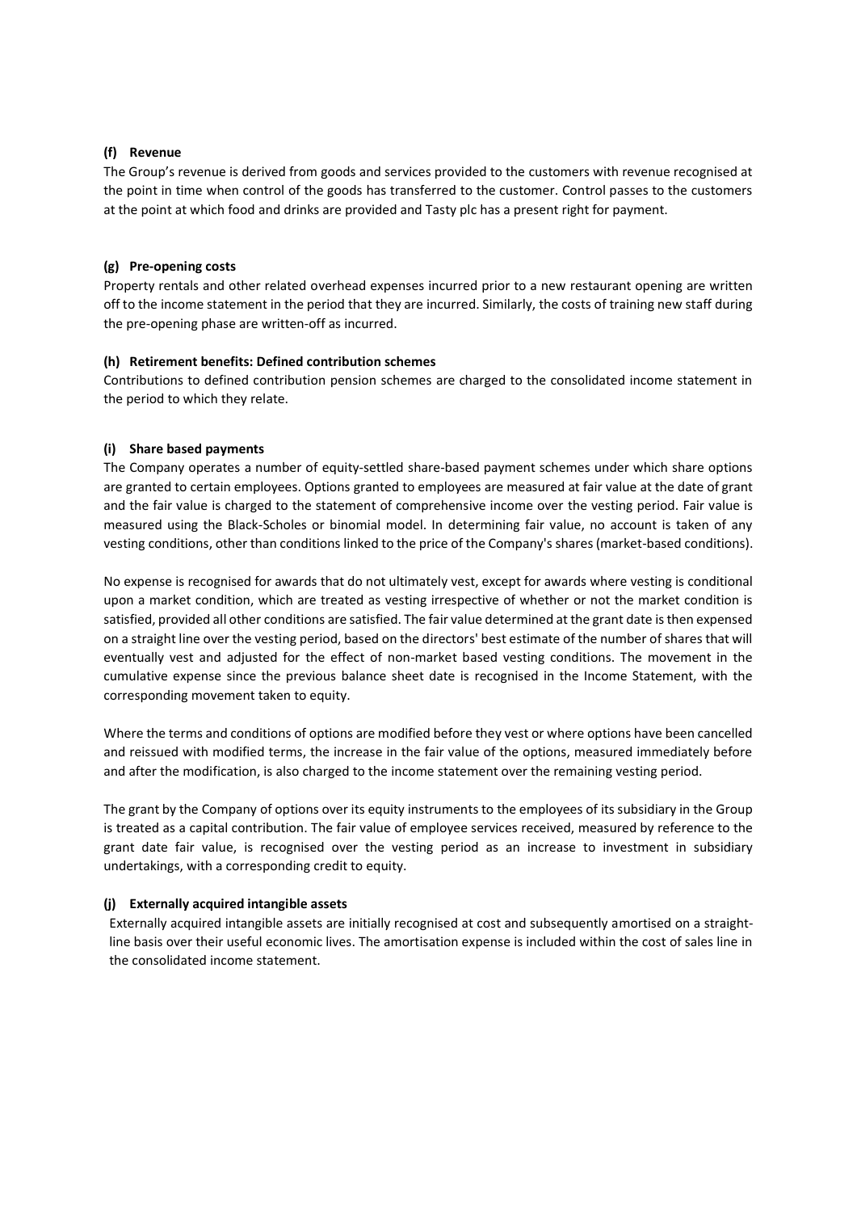**(f) Revenue**

The Group's revenue is derived from goods and services provided to the customers with revenue recognised at the point in time when control of the goods has transferred to the customer. Control passes to the customers at the point at which food and drinks are provided and Tasty plc has a present right for payment.

**(g) Pre-opening costs**

Property rentals and other related overhead expenses incurred prior to a new restaurant opening are written off to the income statement in the period that they are incurred. Similarly, the costs of training new staff during the pre-opening phase are written-off as incurred.

**(h) Retirement benefits: Defined contribution schemes**

Contributions to defined contribution pension schemes are charged to the consolidated income statement in the period to which they relate.

**(i) Share based payments**

The Company operates a number of equity-settled share-based payment schemes under which share options are granted to certain employees. Options granted to employees are measured at fair value at the date of grant and the fair value is charged to the statement of comprehensive income over the vesting period. Fair value is measured using the Black-Scholes or binomial model. In determining fair value, no account is taken of any vesting conditions, other than conditions linked to the price of the Company's shares (market-based conditions).

No expense is recognised for awards that do not ultimately vest, except for awards where vesting is conditional upon a market condition, which are treated as vesting irrespective of whether or not the market condition is satisfied, provided all other conditions are satisfied. The fair value determined at the grant date is then expensed on a straight line over the vesting period, based on the directors' best estimate of the number of shares that will eventually vest and adjusted for the effect of non-market based vesting conditions. The movement in the cumulative expense since the previous balance sheet date is recognised in the Income Statement, with the corresponding movement taken to equity.

Where the terms and conditions of options are modified before they vest or where options have been cancelled and reissued with modified terms, the increase in the fair value of the options, measured immediately before and after the modification, is also charged to the income statement over the remaining vesting period.

The grant by the Company of options over its equity instruments to the employees of its subsidiary in the Group is treated as a capital contribution. The fair value of employee services received, measured by reference to the grant date fair value, is recognised over the vesting period as an increase to investment in subsidiary undertakings, with a corresponding credit to equity.

**(j) Externally acquired intangible assets**

Externally acquired intangible assets are initially recognised at cost and subsequently amortised on a straight-line basis over their useful economic lives. The amortisation expense is included within the cost of sales line in the consolidated income statement.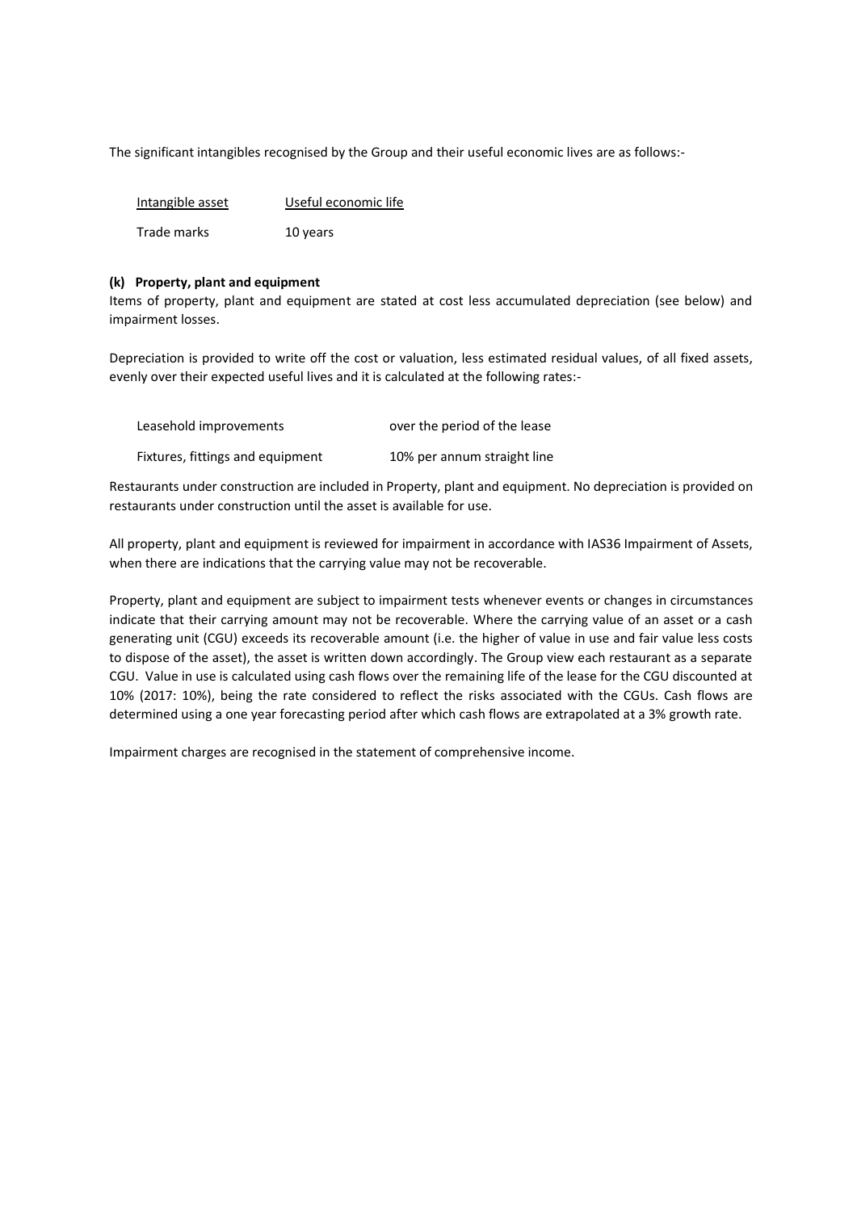The significant intangibles recognised by the Group and their useful economic lives are as follows:-

| Intangible asset | Useful economic life |
| --- | --- |
| Trade marks | 10 years |

**(k) Property, plant and equipment**

Items of property, plant and equipment are stated at cost less accumulated depreciation (see below) and impairment losses.

Depreciation is provided to write off the cost or valuation, less estimated residual values, of all fixed assets, evenly over their expected useful lives and it is calculated at the following rates:-

| | |
| --- | --- |
| Leasehold improvements | over the period of the lease |
| Fixtures, fittings and equipment | 10% per annum straight line |

Restaurants under construction are included in Property, plant and equipment. No depreciation is provided on restaurants under construction until the asset is available for use.

All property, plant and equipment is reviewed for impairment in accordance with IAS36 Impairment of Assets, when there are indications that the carrying value may not be recoverable.

Property, plant and equipment are subject to impairment tests whenever events or changes in circumstances indicate that their carrying amount may not be recoverable. Where the carrying value of an asset or a cash generating unit (CGU) exceeds its recoverable amount (i.e. the higher of value in use and fair value less costs to dispose of the asset), the asset is written down accordingly. The Group view each restaurant as a separate CGU. Value in use is calculated using cash flows over the remaining life of the lease for the CGU discounted at 10% (2017: 10%), being the rate considered to reflect the risks associated with the CGUs. Cash flows are determined using a one year forecasting period after which cash flows are extrapolated at a 3% growth rate.

Impairment charges are recognised in the statement of comprehensive income.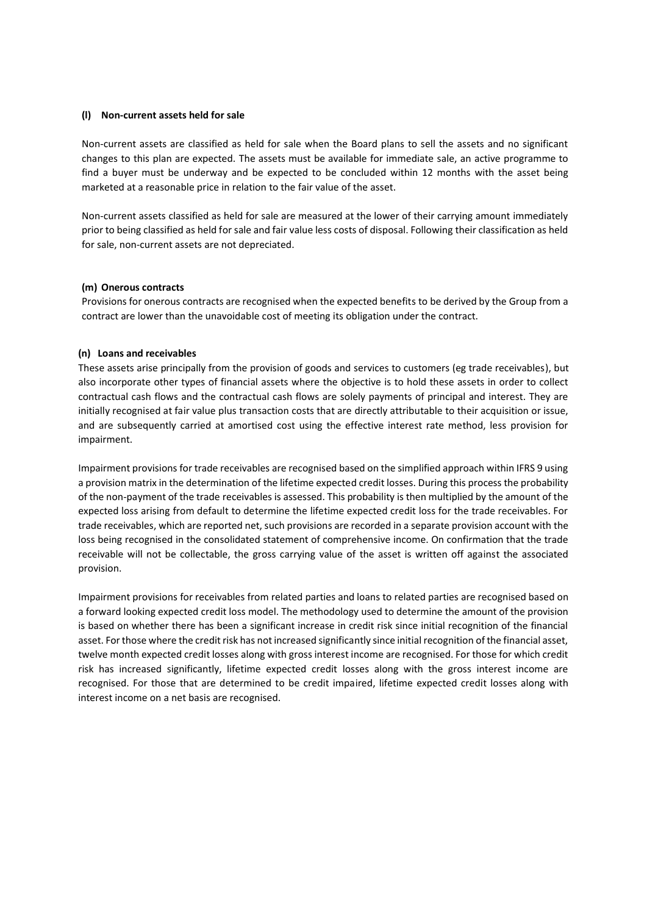### (l) Non-current assets held for sale

Non-current assets are classified as held for sale when the Board plans to sell the assets and no significant changes to this plan are expected. The assets must be available for immediate sale, an active programme to find a buyer must be underway and be expected to be concluded within 12 months with the asset being marketed at a reasonable price in relation to the fair value of the asset.

Non-current assets classified as held for sale are measured at the lower of their carrying amount immediately prior to being classified as held for sale and fair value less costs of disposal. Following their classification as held for sale, non-current assets are not depreciated.

### (m) Onerous contracts

Provisions for onerous contracts are recognised when the expected benefits to be derived by the Group from a contract are lower than the unavoidable cost of meeting its obligation under the contract.

### (n) Loans and receivables

These assets arise principally from the provision of goods and services to customers (eg trade receivables), but also incorporate other types of financial assets where the objective is to hold these assets in order to collect contractual cash flows and the contractual cash flows are solely payments of principal and interest. They are initially recognised at fair value plus transaction costs that are directly attributable to their acquisition or issue, and are subsequently carried at amortised cost using the effective interest rate method, less provision for impairment.

Impairment provisions for trade receivables are recognised based on the simplified approach within IFRS 9 using a provision matrix in the determination of the lifetime expected credit losses. During this process the probability of the non-payment of the trade receivables is assessed. This probability is then multiplied by the amount of the expected loss arising from default to determine the lifetime expected credit loss for the trade receivables. For trade receivables, which are reported net, such provisions are recorded in a separate provision account with the loss being recognised in the consolidated statement of comprehensive income. On confirmation that the trade receivable will not be collectable, the gross carrying value of the asset is written off against the associated provision.

Impairment provisions for receivables from related parties and loans to related parties are recognised based on a forward looking expected credit loss model. The methodology used to determine the amount of the provision is based on whether there has been a significant increase in credit risk since initial recognition of the financial asset. For those where the credit risk has not increased significantly since initial recognition of the financial asset, twelve month expected credit losses along with gross interest income are recognised. For those for which credit risk has increased significantly, lifetime expected credit losses along with the gross interest income are recognised. For those that are determined to be credit impaired, lifetime expected credit losses along with interest income on a net basis are recognised.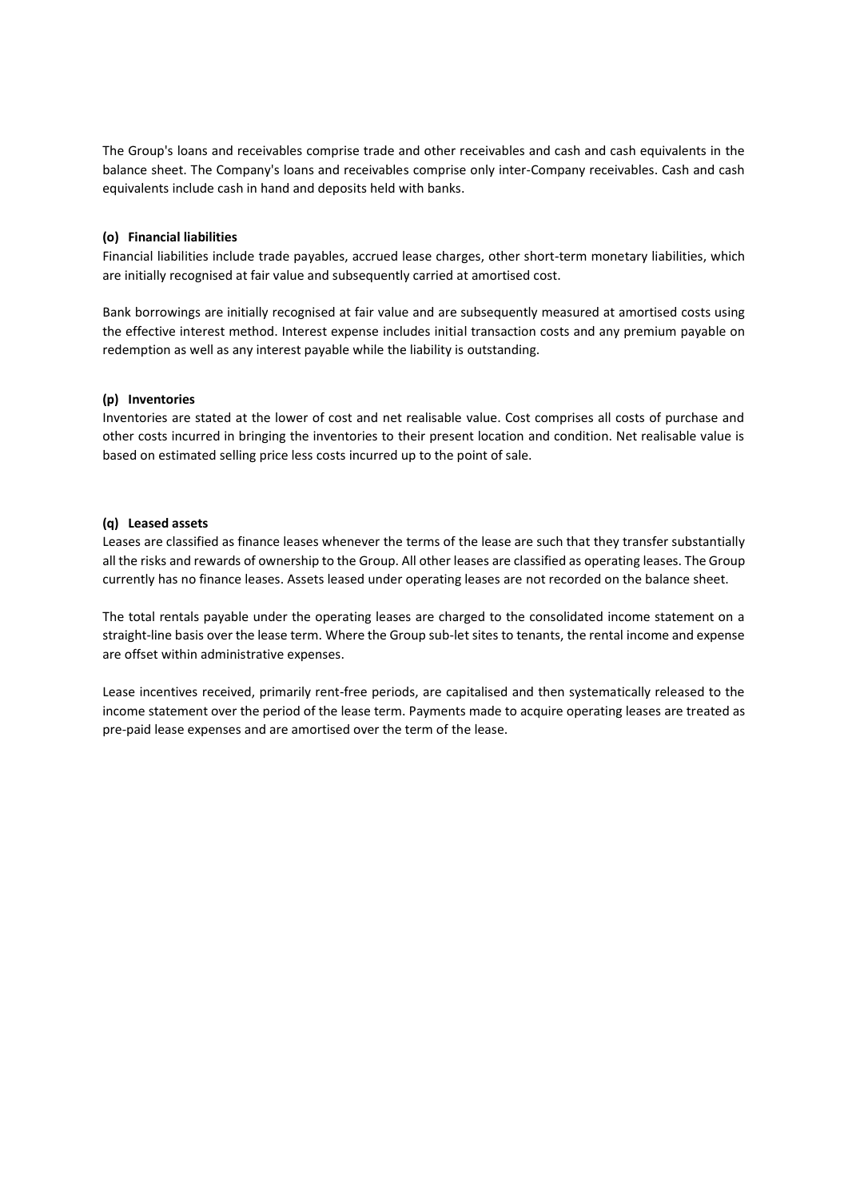The Group's loans and receivables comprise trade and other receivables and cash and cash equivalents in the balance sheet. The Company's loans and receivables comprise only inter-Company receivables. Cash and cash equivalents include cash in hand and deposits held with banks.

**(o) Financial liabilities**

Financial liabilities include trade payables, accrued lease charges, other short-term monetary liabilities, which are initially recognised at fair value and subsequently carried at amortised cost.

Bank borrowings are initially recognised at fair value and are subsequently measured at amortised costs using the effective interest method. Interest expense includes initial transaction costs and any premium payable on redemption as well as any interest payable while the liability is outstanding.

**(p) Inventories**

Inventories are stated at the lower of cost and net realisable value. Cost comprises all costs of purchase and other costs incurred in bringing the inventories to their present location and condition. Net realisable value is based on estimated selling price less costs incurred up to the point of sale.

**(q) Leased assets**

Leases are classified as finance leases whenever the terms of the lease are such that they transfer substantially all the risks and rewards of ownership to the Group. All other leases are classified as operating leases. The Group currently has no finance leases. Assets leased under operating leases are not recorded on the balance sheet.

The total rentals payable under the operating leases are charged to the consolidated income statement on a straight-line basis over the lease term. Where the Group sub-let sites to tenants, the rental income and expense are offset within administrative expenses.

Lease incentives received, primarily rent-free periods, are capitalised and then systematically released to the income statement over the period of the lease term. Payments made to acquire operating leases are treated as pre-paid lease expenses and are amortised over the term of the lease.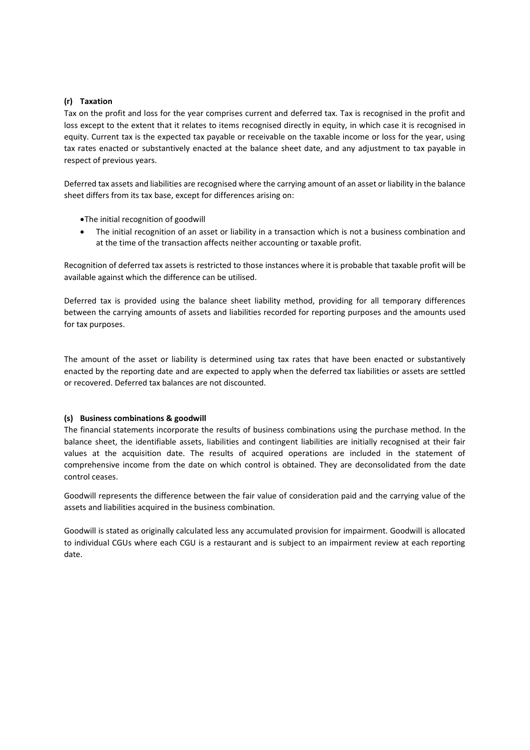#### (r) Taxation

Tax on the profit and loss for the year comprises current and deferred tax. Tax is recognised in the profit and loss except to the extent that it relates to items recognised directly in equity, in which case it is recognised in equity. Current tax is the expected tax payable or receivable on the taxable income or loss for the year, using tax rates enacted or substantively enacted at the balance sheet date, and any adjustment to tax payable in respect of previous years.

Deferred tax assets and liabilities are recognised where the carrying amount of an asset or liability in the balance sheet differs from its tax base, except for differences arising on:

- The initial recognition of goodwill
- The initial recognition of an asset or liability in a transaction which is not a business combination and at the time of the transaction affects neither accounting or taxable profit.

Recognition of deferred tax assets is restricted to those instances where it is probable that taxable profit will be available against which the difference can be utilised.

Deferred tax is provided using the balance sheet liability method, providing for all temporary differences between the carrying amounts of assets and liabilities recorded for reporting purposes and the amounts used for tax purposes.

The amount of the asset or liability is determined using tax rates that have been enacted or substantively enacted by the reporting date and are expected to apply when the deferred tax liabilities or assets are settled or recovered. Deferred tax balances are not discounted.

#### (s) Business combinations & goodwill

The financial statements incorporate the results of business combinations using the purchase method. In the balance sheet, the identifiable assets, liabilities and contingent liabilities are initially recognised at their fair values at the acquisition date. The results of acquired operations are included in the statement of comprehensive income from the date on which control is obtained. They are deconsolidated from the date control ceases.

Goodwill represents the difference between the fair value of consideration paid and the carrying value of the assets and liabilities acquired in the business combination.

Goodwill is stated as originally calculated less any accumulated provision for impairment. Goodwill is allocated to individual CGUs where each CGU is a restaurant and is subject to an impairment review at each reporting date.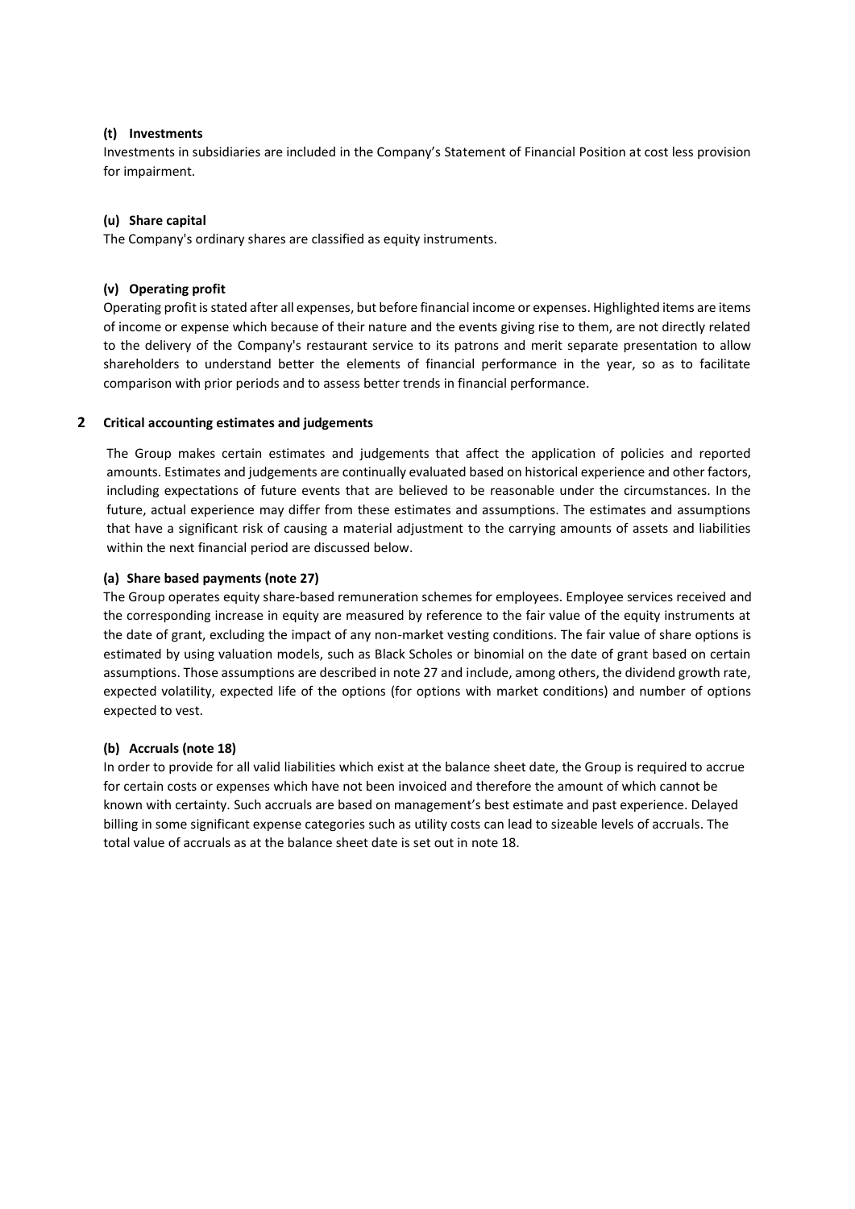#### (t) Investments

Investments in subsidiaries are included in the Company's Statement of Financial Position at cost less provision for impairment.

#### (u) Share capital

The Company's ordinary shares are classified as equity instruments.

#### (v) Operating profit

Operating profit is stated after all expenses, but before financial income or expenses. Highlighted items are items of income or expense which because of their nature and the events giving rise to them, are not directly related to the delivery of the Company's restaurant service to its patrons and merit separate presentation to allow shareholders to understand better the elements of financial performance in the year, so as to facilitate comparison with prior periods and to assess better trends in financial performance.

## 2 Critical accounting estimates and judgements

The Group makes certain estimates and judgements that affect the application of policies and reported amounts. Estimates and judgements are continually evaluated based on historical experience and other factors, including expectations of future events that are believed to be reasonable under the circumstances. In the future, actual experience may differ from these estimates and assumptions. The estimates and assumptions that have a significant risk of causing a material adjustment to the carrying amounts of assets and liabilities within the next financial period are discussed below.

#### (a) Share based payments (note 27)

The Group operates equity share-based remuneration schemes for employees. Employee services received and the corresponding increase in equity are measured by reference to the fair value of the equity instruments at the date of grant, excluding the impact of any non-market vesting conditions. The fair value of share options is estimated by using valuation models, such as Black Scholes or binomial on the date of grant based on certain assumptions. Those assumptions are described in note 27 and include, among others, the dividend growth rate, expected volatility, expected life of the options (for options with market conditions) and number of options expected to vest.

#### (b) Accruals (note 18)

In order to provide for all valid liabilities which exist at the balance sheet date, the Group is required to accrue for certain costs or expenses which have not been invoiced and therefore the amount of which cannot be known with certainty. Such accruals are based on management's best estimate and past experience. Delayed billing in some significant expense categories such as utility costs can lead to sizeable levels of accruals. The total value of accruals as at the balance sheet date is set out in note 18.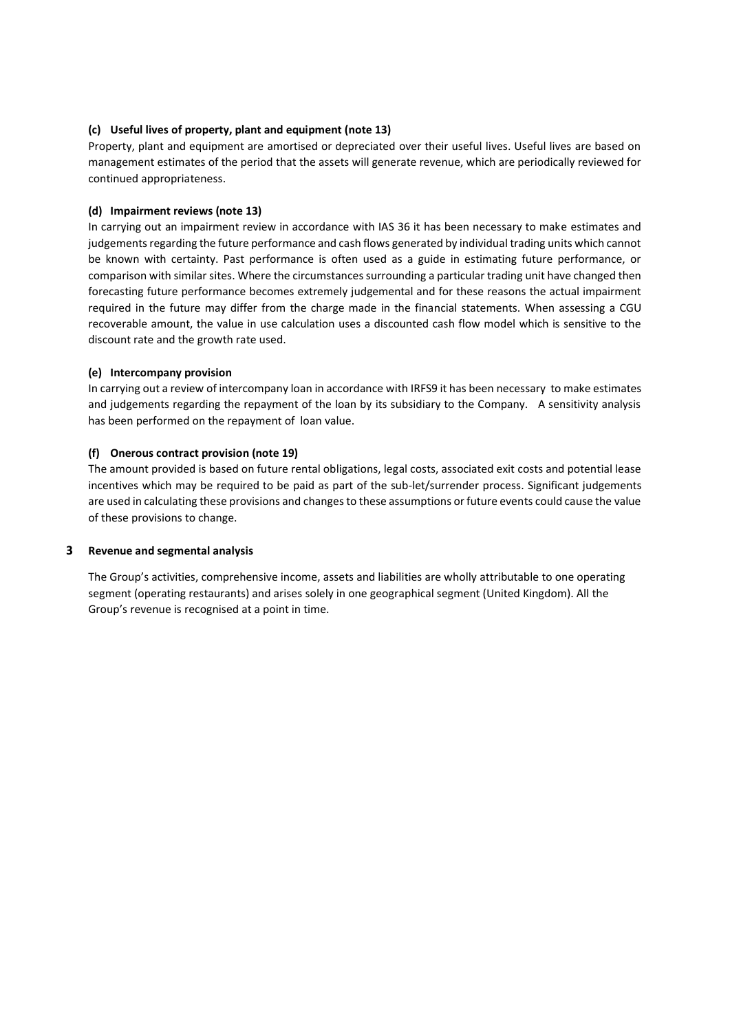#### (c) Useful lives of property, plant and equipment (note 13)

Property, plant and equipment are amortised or depreciated over their useful lives. Useful lives are based on management estimates of the period that the assets will generate revenue, which are periodically reviewed for continued appropriateness.

#### (d) Impairment reviews (note 13)

In carrying out an impairment review in accordance with IAS 36 it has been necessary to make estimates and judgements regarding the future performance and cash flows generated by individual trading units which cannot be known with certainty. Past performance is often used as a guide in estimating future performance, or comparison with similar sites. Where the circumstances surrounding a particular trading unit have changed then forecasting future performance becomes extremely judgemental and for these reasons the actual impairment required in the future may differ from the charge made in the financial statements. When assessing a CGU recoverable amount, the value in use calculation uses a discounted cash flow model which is sensitive to the discount rate and the growth rate used.

#### (e) Intercompany provision

In carrying out a review of intercompany loan in accordance with IRFS9 it has been necessary to make estimates and judgements regarding the repayment of the loan by its subsidiary to the Company. A sensitivity analysis has been performed on the repayment of loan value.

#### (f) Onerous contract provision (note 19)

The amount provided is based on future rental obligations, legal costs, associated exit costs and potential lease incentives which may be required to be paid as part of the sub-let/surrender process. Significant judgements are used in calculating these provisions and changes to these assumptions or future events could cause the value of these provisions to change.

## 3 Revenue and segmental analysis

The Group's activities, comprehensive income, assets and liabilities are wholly attributable to one operating segment (operating restaurants) and arises solely in one geographical segment (United Kingdom). All the Group's revenue is recognised at a point in time.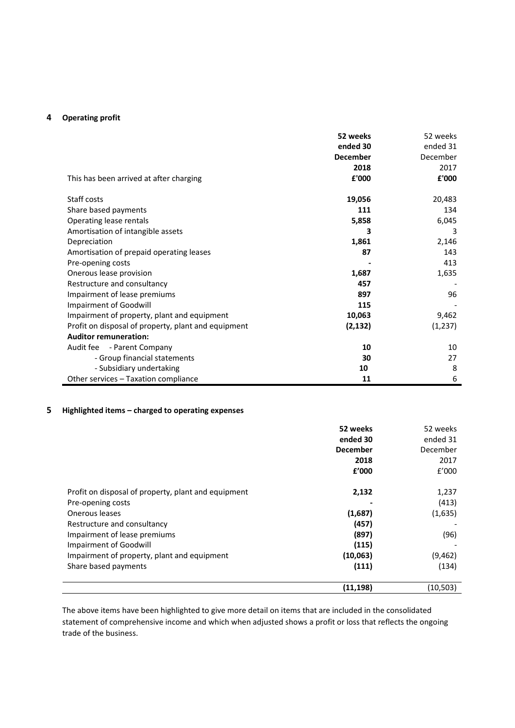## 4 Operating profit

| This has been arrived at after charging | **52 weeks ended 30 December 2018 £'000** | 52 weeks ended 31 December 2017 **£'000** |
|---|---|---|
| Staff costs | **19,056** | 20,483 |
| Share based payments | **111** | 134 |
| Operating lease rentals | **5,858** | 6,045 |
| Amortisation of intangible assets | **3** | 3 |
| Depreciation | **1,861** | 2,146 |
| Amortisation of prepaid operating leases | **87** | 143 |
| Pre-opening costs | **-** | 413 |
| Onerous lease provision | **1,687** | 1,635 |
| Restructure and consultancy | **457** | - |
| Impairment of lease premiums | **897** | 96 |
| Impairment of Goodwill | **115** | - |
| Impairment of property, plant and equipment | **10,063** | 9,462 |
| Profit on disposal of property, plant and equipment | **(2,132)** | (1,237) |
| **Auditor remuneration:** | | |
| Audit fee - Parent Company | **10** | 10 |
| - Group financial statements | **30** | 27 |
| - Subsidiary undertaking | **10** | 8 |
| Other services – Taxation compliance | **11** | 6 |

## 5 Highlighted items – charged to operating expenses

| | **52 weeks ended 30 December 2018 £'000** | 52 weeks ended 31 December 2017 £'000 |
|---|---|---|
| Profit on disposal of property, plant and equipment | **2,132** | 1,237 |
| Pre-opening costs | **-** | (413) |
| Onerous leases | **(1,687)** | (1,635) |
| Restructure and consultancy | **(457)** | - |
| Impairment of lease premiums | **(897)** | (96) |
| Impairment of Goodwill | **(115)** | - |
| Impairment of property, plant and equipment | **(10,063)** | (9,462) |
| Share based payments | **(111)** | (134) |
| | **(11,198)** | (10,503) |

The above items have been highlighted to give more detail on items that are included in the consolidated statement of comprehensive income and which when adjusted shows a profit or loss that reflects the ongoing trade of the business.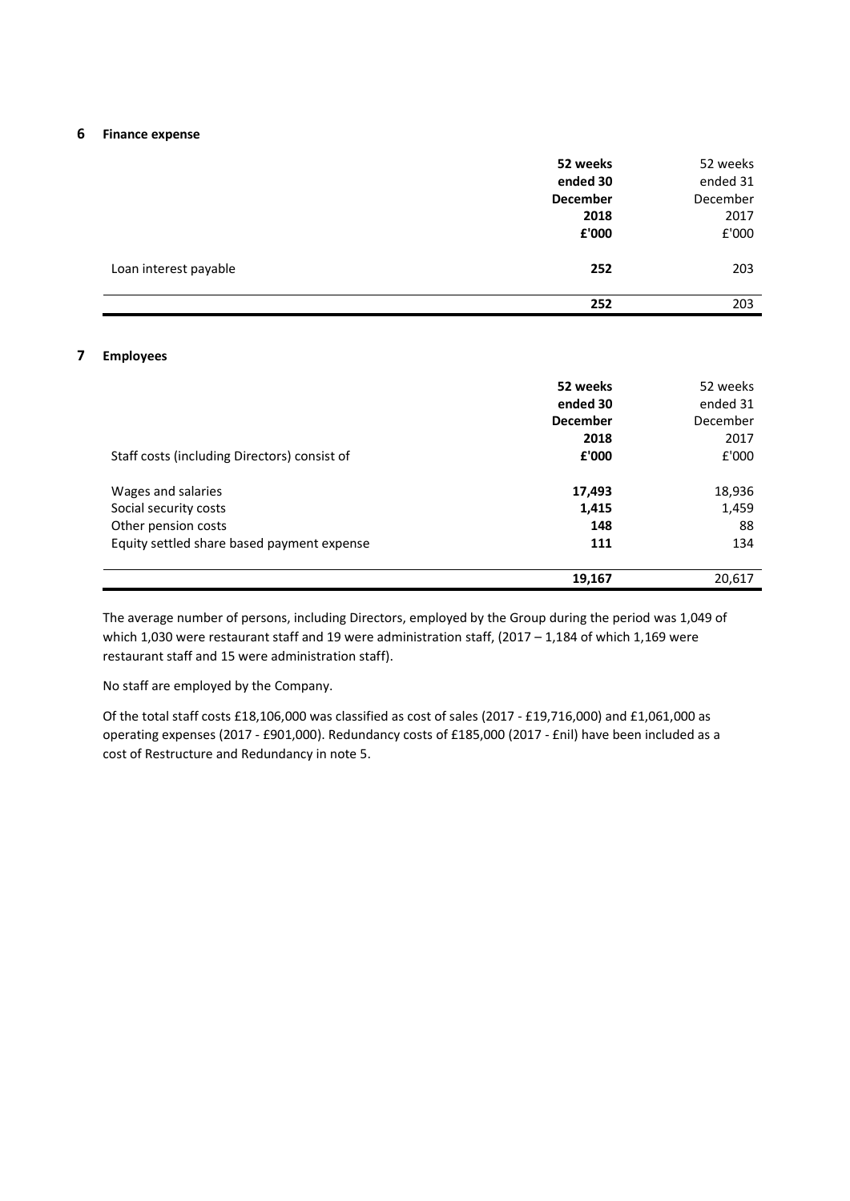## 6 Finance expense

| | 52 weeks ended 30 December 2018 £'000 | 52 weeks ended 31 December 2017 £'000 |
|---|---|---|
| Loan interest payable | **252** | 203 |
| | **252** | 203 |

## 7 Employees

| Staff costs (including Directors) consist of | 52 weeks ended 30 December 2018 £'000 | 52 weeks ended 31 December 2017 £'000 |
|---|---|---|
| Wages and salaries | **17,493** | 18,936 |
| Social security costs | **1,415** | 1,459 |
| Other pension costs | **148** | 88 |
| Equity settled share based payment expense | **111** | 134 |
| | **19,167** | 20,617 |

The average number of persons, including Directors, employed by the Group during the period was 1,049 of which 1,030 were restaurant staff and 19 were administration staff, (2017 – 1,184 of which 1,169 were restaurant staff and 15 were administration staff).

No staff are employed by the Company.

Of the total staff costs £18,106,000 was classified as cost of sales (2017 - £19,716,000) and £1,061,000 as operating expenses (2017 - £901,000). Redundancy costs of £185,000 (2017 - £nil) have been included as a cost of Restructure and Redundancy in note 5.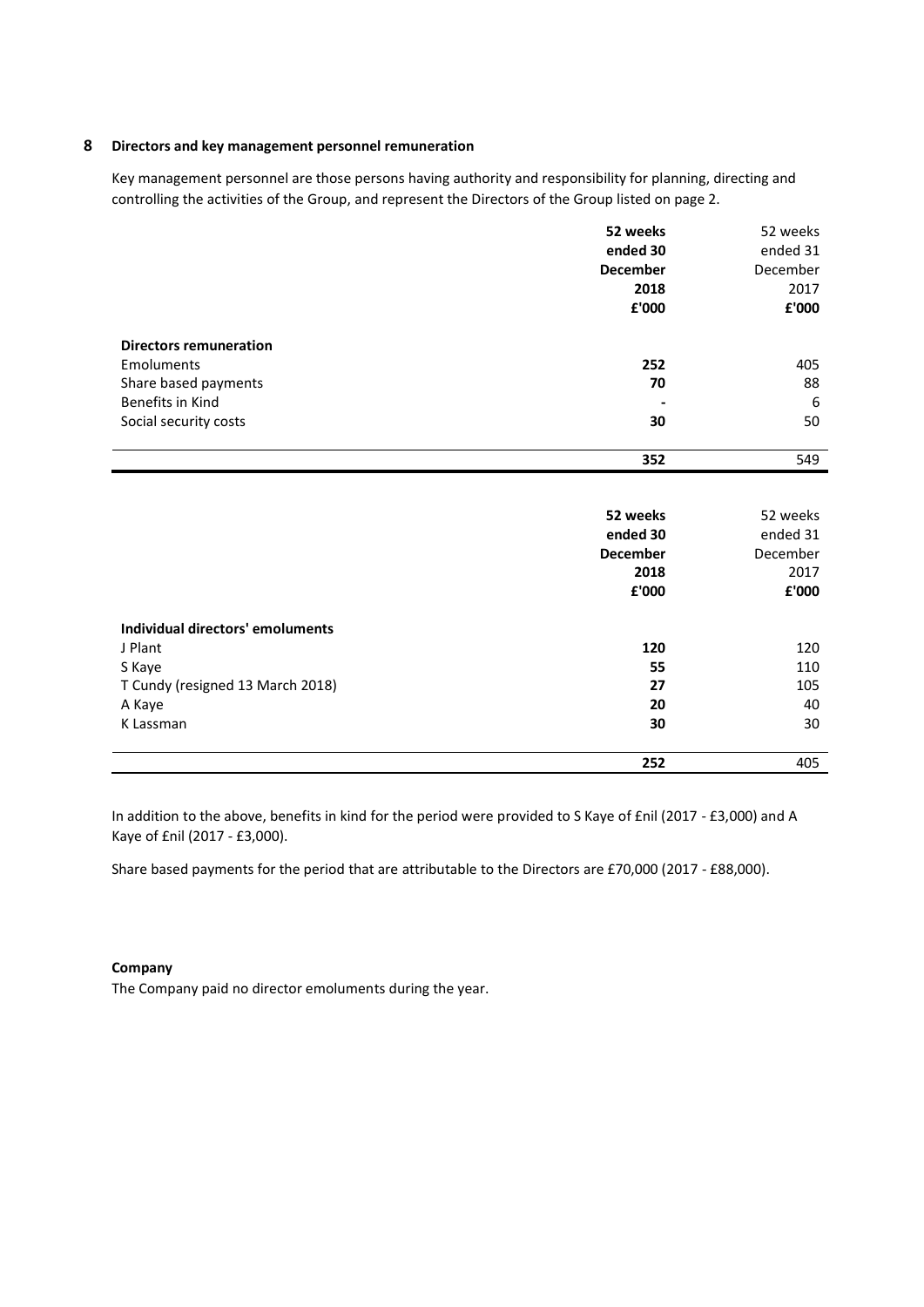## 8 Directors and key management personnel remuneration

Key management personnel are those persons having authority and responsibility for planning, directing and controlling the activities of the Group, and represent the Directors of the Group listed on page 2.

| | **52 weeks ended 30 December 2018 £'000** | 52 weeks ended 31 December 2017 **£'000** |
|---|---|---|
| **Directors remuneration** | | |
| Emoluments | **252** | 405 |
| Share based payments | **70** | 88 |
| Benefits in Kind | **-** | 6 |
| Social security costs | **30** | 50 |
| | **352** | 549 |

| | **52 weeks ended 30 December 2018 £'000** | 52 weeks ended 31 December 2017 **£'000** |
|---|---|---|
| **Individual directors' emoluments** | | |
| J Plant | **120** | 120 |
| S Kaye | **55** | 110 |
| T Cundy (resigned 13 March 2018) | **27** | 105 |
| A Kaye | **20** | 40 |
| K Lassman | **30** | 30 |
| | **252** | 405 |

In addition to the above, benefits in kind for the period were provided to S Kaye of £nil (2017 - £3,000) and A Kaye of £nil (2017 - £3,000).

Share based payments for the period that are attributable to the Directors are £70,000 (2017 - £88,000).

**Company**

The Company paid no director emoluments during the year.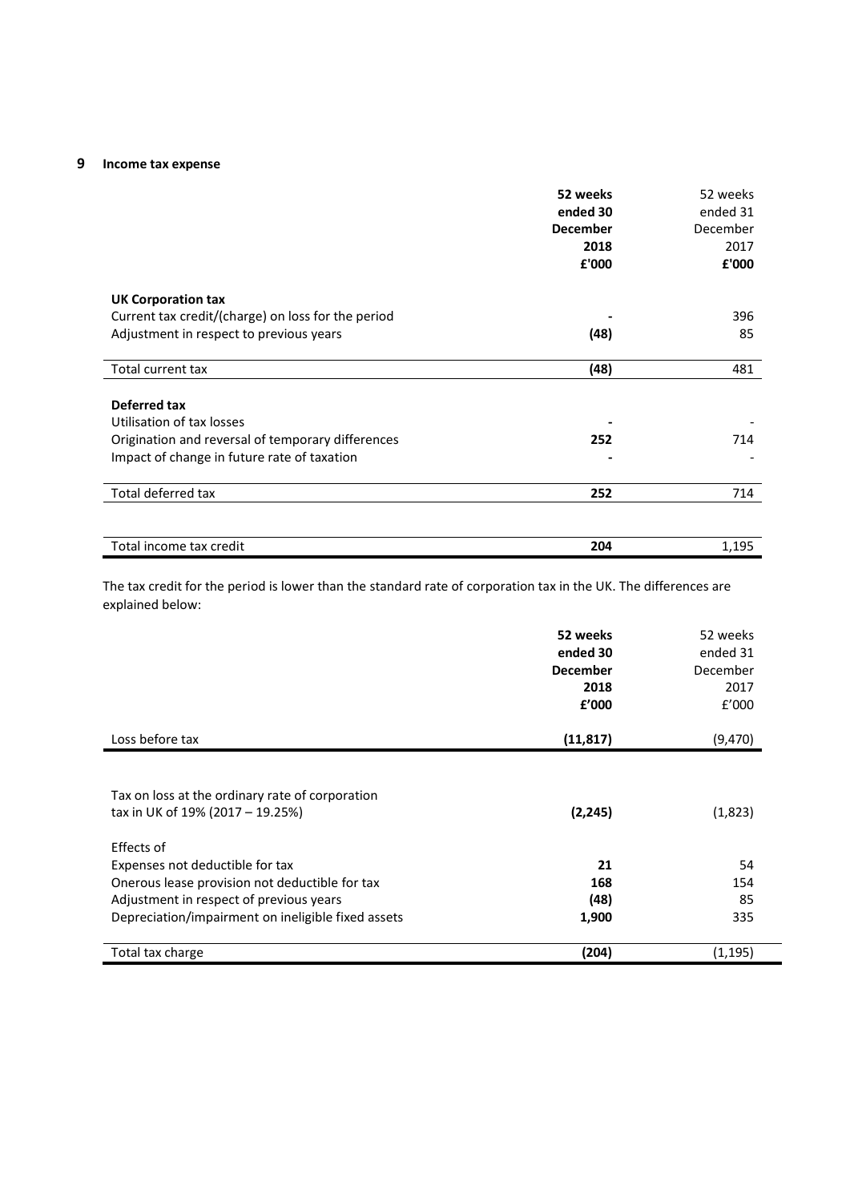## 9 Income tax expense

| | **52 weeks ended 30 December 2018 £'000** | 52 weeks ended 31 December 2017 **£'000** |
|---|---|---|
| **UK Corporation tax** | | |
| Current tax credit/(charge) on loss for the period | **-** | 396 |
| Adjustment in respect to previous years | **(48)** | 85 |
| Total current tax | **(48)** | 481 |
| **Deferred tax** | | |
| Utilisation of tax losses | **-** | - |
| Origination and reversal of temporary differences | **252** | 714 |
| Impact of change in future rate of taxation | **-** | - |
| Total deferred tax | **252** | 714 |
| Total income tax credit | **204** | 1,195 |

The tax credit for the period is lower than the standard rate of corporation tax in the UK. The differences are explained below:

| | **52 weeks ended 30 December 2018 £'000** | 52 weeks ended 31 December 2017 £'000 |
|---|---|---|
| Loss before tax | **(11,817)** | (9,470) |
| Tax on loss at the ordinary rate of corporation tax in UK of 19% (2017 – 19.25%) | **(2,245)** | (1,823) |
| Effects of | | |
| Expenses not deductible for tax | **21** | 54 |
| Onerous lease provision not deductible for tax | **168** | 154 |
| Adjustment in respect of previous years | **(48)** | 85 |
| Depreciation/impairment on ineligible fixed assets | **1,900** | 335 |
| Total tax charge | **(204)** | (1,195) |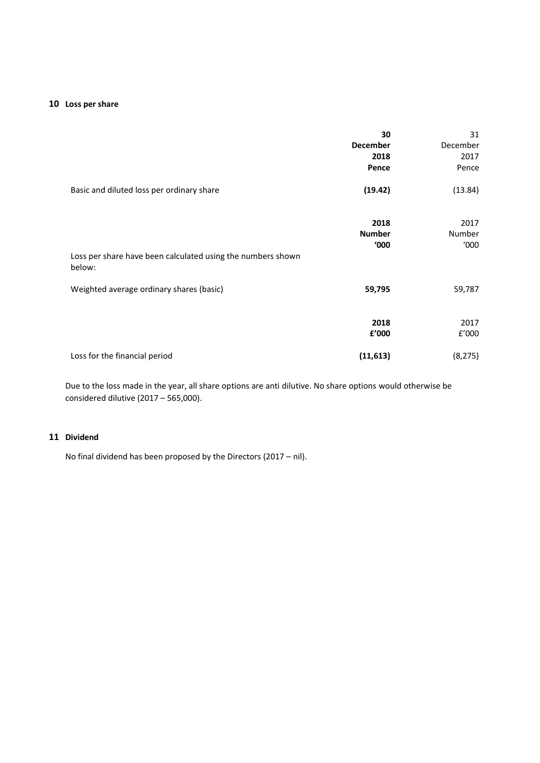## 10 Loss per share

| | 30 December 2018 Pence | 31 December 2017 Pence |
|---|---|---|
| Basic and diluted loss per ordinary share | **(19.42)** | (13.84) |

| | 2018 Number '000 | 2017 Number '000 |
|---|---|---|
| Loss per share have been calculated using the numbers shown below: | | |
| Weighted average ordinary shares (basic) | **59,795** | 59,787 |

| | 2018 £'000 | 2017 £'000 |
|---|---|---|
| Loss for the financial period | **(11,613)** | (8,275) |

Due to the loss made in the year, all share options are anti dilutive. No share options would otherwise be considered dilutive (2017 – 565,000).

## 11 Dividend

No final dividend has been proposed by the Directors (2017 – nil).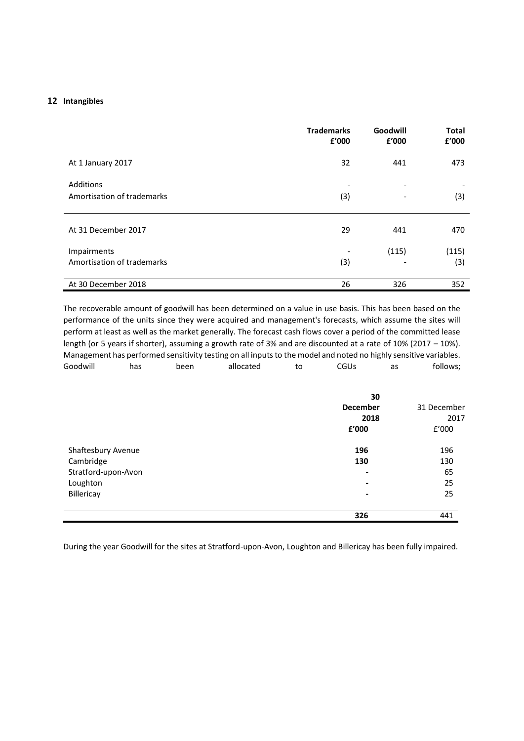## 12 Intangibles

| | Trademarks £'000 | Goodwill £'000 | Total £'000 |
|---|---|---|---|
| At 1 January 2017 | 32 | 441 | 473 |
| Additions | - | - | - |
| Amortisation of trademarks | (3) | - | (3) |
| At 31 December 2017 | 29 | 441 | 470 |
| Impairments | - | (115) | (115) |
| Amortisation of trademarks | (3) | - | (3) |
| At 30 December 2018 | 26 | 326 | 352 |

The recoverable amount of goodwill has been determined on a value in use basis. This has been based on the performance of the units since they were acquired and management's forecasts, which assume the sites will perform at least as well as the market generally. The forecast cash flows cover a period of the committed lease length (or 5 years if shorter), assuming a growth rate of 3% and are discounted at a rate of 10% (2017 – 10%). Management has performed sensitivity testing on all inputs to the model and noted no highly sensitive variables. Goodwill has been allocated to CGUs as follows;

| | 30 December 2018 £'000 | 31 December 2017 £'000 |
|---|---|---|
| Shaftesbury Avenue | **196** | 196 |
| Cambridge | **130** | 130 |
| Stratford-upon-Avon | **-** | 65 |
| Loughton | **-** | 25 |
| Billericay | **-** | 25 |
| | **326** | 441 |

During the year Goodwill for the sites at Stratford-upon-Avon, Loughton and Billericay has been fully impaired.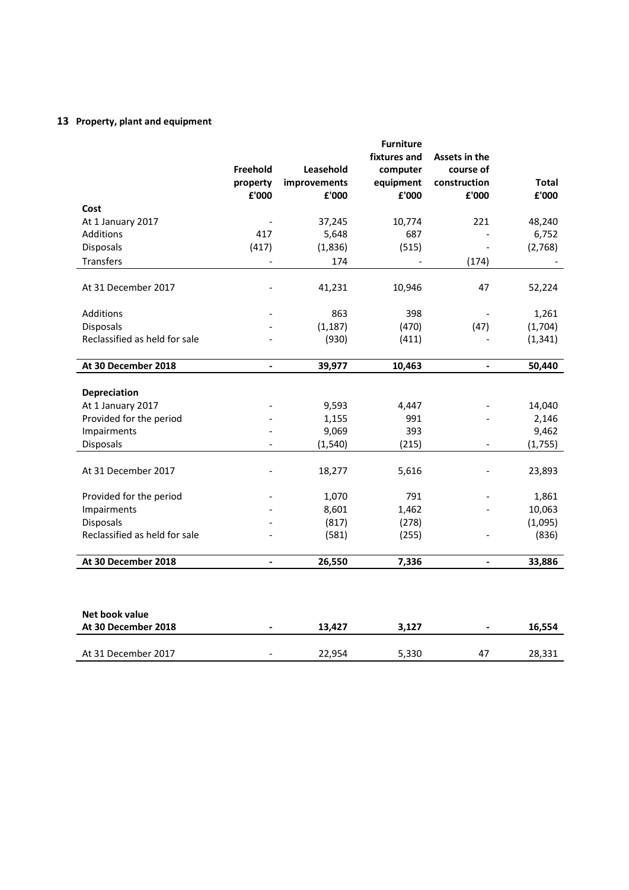## 13 Property, plant and equipment

| | Freehold property £'000 | Leasehold improvements £'000 | Furniture fixtures and computer equipment £'000 | Assets in the course of construction £'000 | Total £'000 |
|---|---|---|---|---|---|
| **Cost** | | | | | |
| At 1 January 2017 | - | 37,245 | 10,774 | 221 | 48,240 |
| Additions | 417 | 5,648 | 687 | - | 6,752 |
| Disposals | (417) | (1,836) | (515) | - | (2,768) |
| Transfers | - | 174 | - | (174) | - |
| At 31 December 2017 | - | 41,231 | 10,946 | 47 | 52,224 |
| Additions | - | 863 | 398 | - | 1,261 |
| Disposals | - | (1,187) | (470) | (47) | (1,704) |
| Reclassified as held for sale | - | (930) | (411) | - | (1,341) |
| **At 30 December 2018** | **-** | **39,977** | **10,463** | **-** | **50,440** |
| **Depreciation** | | | | | |
| At 1 January 2017 | - | 9,593 | 4,447 | - | 14,040 |
| Provided for the period | - | 1,155 | 991 | - | 2,146 |
| Impairments | - | 9,069 | 393 | | 9,462 |
| Disposals | - | (1,540) | (215) | - | (1,755) |
| At 31 December 2017 | - | 18,277 | 5,616 | - | 23,893 |
| Provided for the period | - | 1,070 | 791 | - | 1,861 |
| Impairments | - | 8,601 | 1,462 | - | 10,063 |
| Disposals | - | (817) | (278) | | (1,095) |
| Reclassified as held for sale | - | (581) | (255) | - | (836) |
| **At 30 December 2018** | **-** | **26,550** | **7,336** | **-** | **33,886** |
| **Net book value** | | | | | |
| **At 30 December 2018** | **-** | **13,427** | **3,127** | **-** | **16,554** |
| At 31 December 2017 | - | 22,954 | 5,330 | 47 | 28,331 |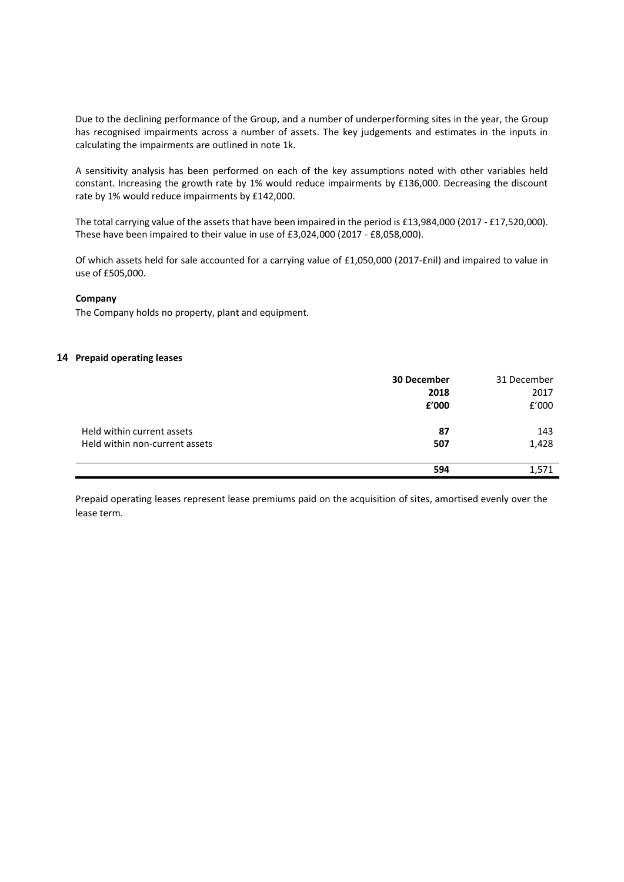Due to the declining performance of the Group, and a number of underperforming sites in the year, the Group has recognised impairments across a number of assets. The key judgements and estimates in the inputs in calculating the impairments are outlined in note 1k.

A sensitivity analysis has been performed on each of the key assumptions noted with other variables held constant. Increasing the growth rate by 1% would reduce impairments by £136,000. Decreasing the discount rate by 1% would reduce impairments by £142,000.

The total carrying value of the assets that have been impaired in the period is £13,984,000 (2017 - £17,520,000). These have been impaired to their value in use of £3,024,000 (2017 - £8,058,000).

Of which assets held for sale accounted for a carrying value of £1,050,000 (2017-£nil) and impaired to value in use of £505,000.

**Company**

The Company holds no property, plant and equipment.

## 14 Prepaid operating leases

| | **30 December 2018 £'000** | 31 December 2017 £'000 |
|---|---|---|
| Held within current assets | **87** | 143 |
| Held within non-current assets | **507** | 1,428 |
| | **594** | 1,571 |

Prepaid operating leases represent lease premiums paid on the acquisition of sites, amortised evenly over the lease term.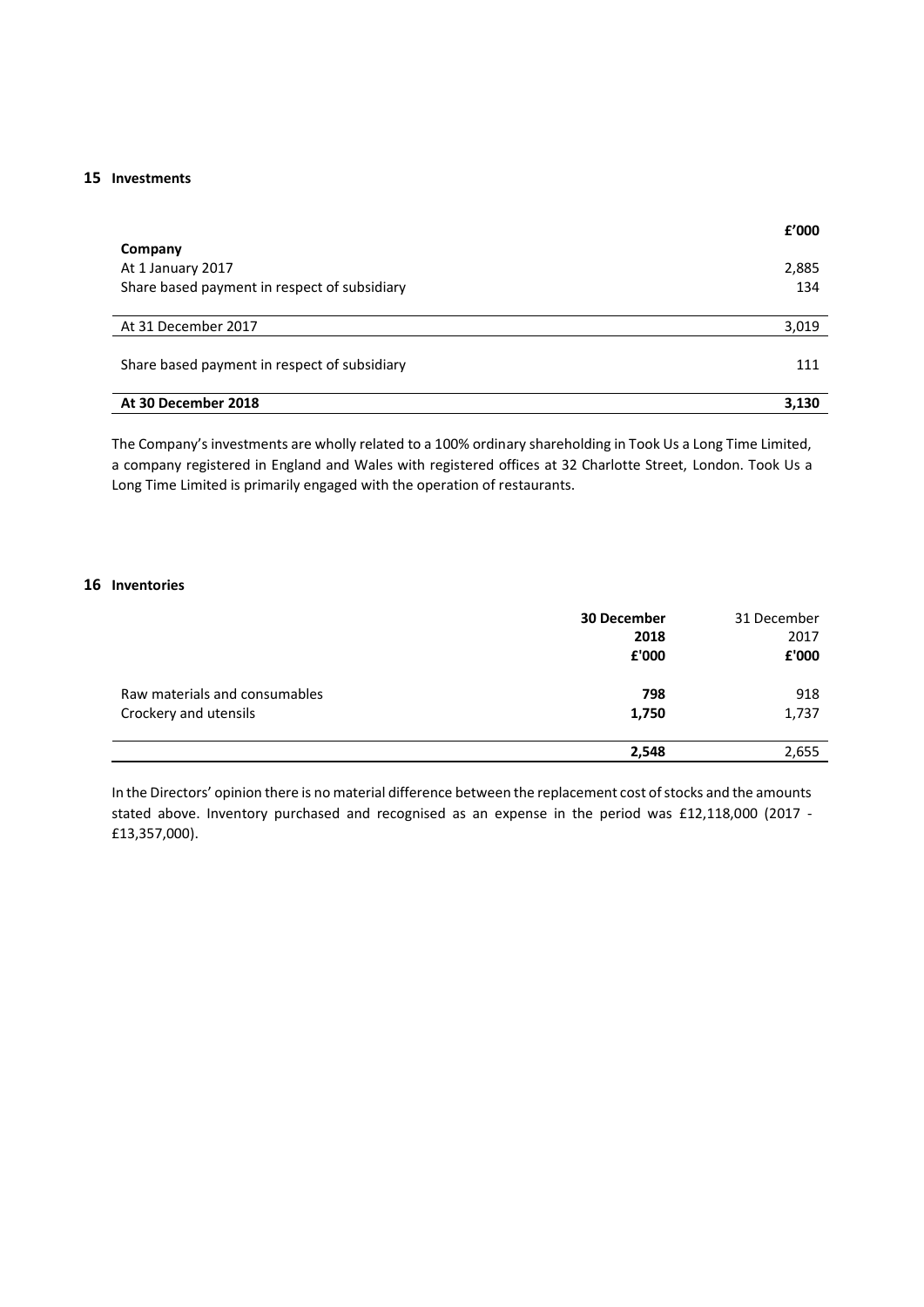## 15 Investments

| | £'000 |
|---|---|
| **Company** | |
| At 1 January 2017 | 2,885 |
| Share based payment in respect of subsidiary | 134 |
| At 31 December 2017 | 3,019 |
| Share based payment in respect of subsidiary | 111 |
| **At 30 December 2018** | **3,130** |

The Company's investments are wholly related to a 100% ordinary shareholding in Took Us a Long Time Limited, a company registered in England and Wales with registered offices at 32 Charlotte Street, London. Took Us a Long Time Limited is primarily engaged with the operation of restaurants.

## 16 Inventories

| | **30 December 2018 £'000** | 31 December 2017 £'000 |
|---|---|---|
| Raw materials and consumables | **798** | 918 |
| Crockery and utensils | **1,750** | 1,737 |
| | **2,548** | 2,655 |

In the Directors' opinion there is no material difference between the replacement cost of stocks and the amounts stated above. Inventory purchased and recognised as an expense in the period was £12,118,000 (2017 - £13,357,000).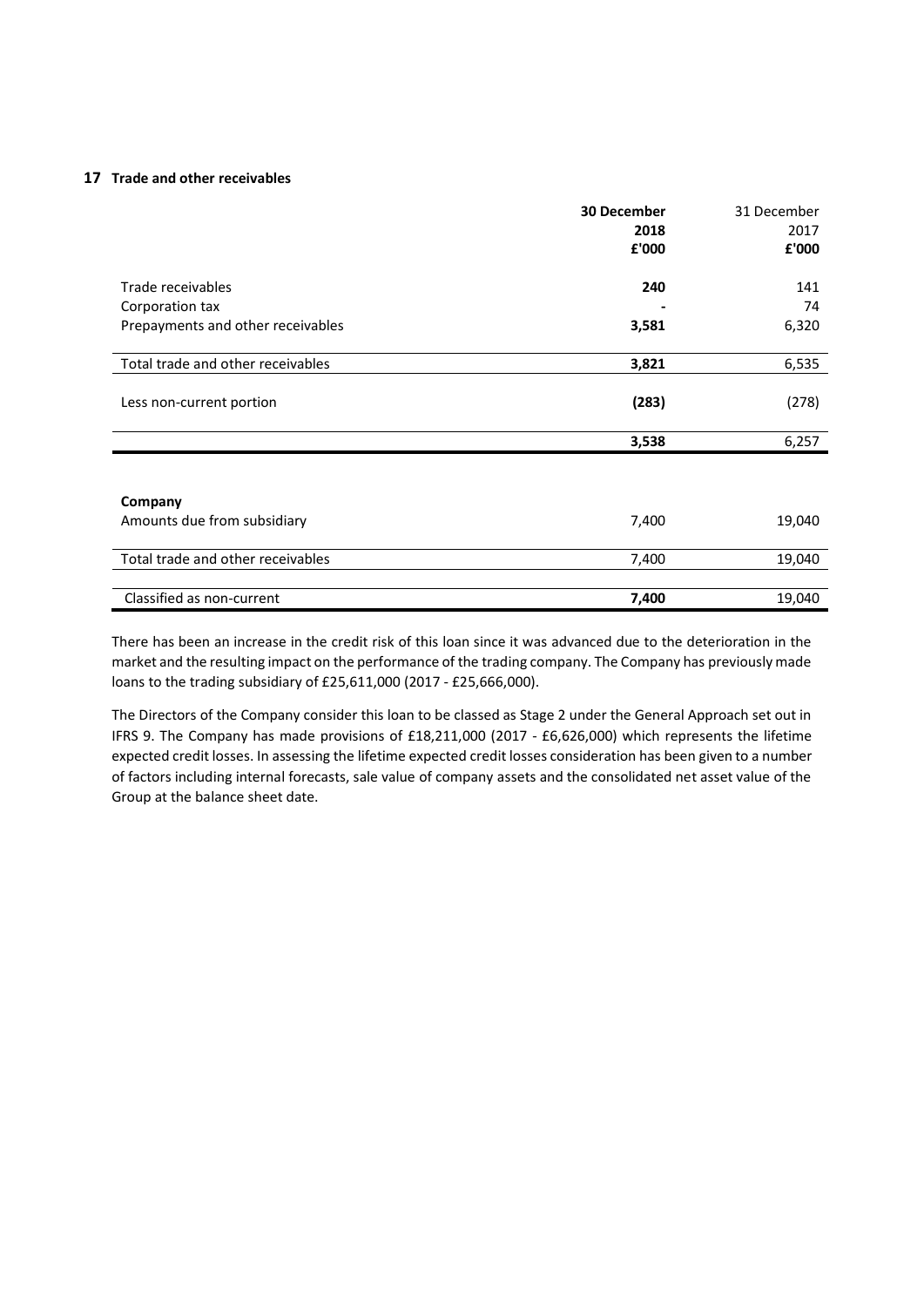## 17 Trade and other receivables

| | 30 December 2018 £'000 | 31 December 2017 £'000 |
|---|---|---|
| Trade receivables | **240** | 141 |
| Corporation tax | **-** | 74 |
| Prepayments and other receivables | **3,581** | 6,320 |
| Total trade and other receivables | **3,821** | 6,535 |
| Less non-current portion | **(283)** | (278) |
| | **3,538** | 6,257 |
| **Company** | | |
| Amounts due from subsidiary | 7,400 | 19,040 |
| Total trade and other receivables | 7,400 | 19,040 |
| Classified as non-current | **7,400** | 19,040 |

There has been an increase in the credit risk of this loan since it was advanced due to the deterioration in the market and the resulting impact on the performance of the trading company. The Company has previously made loans to the trading subsidiary of £25,611,000 (2017 - £25,666,000).

The Directors of the Company consider this loan to be classed as Stage 2 under the General Approach set out in IFRS 9. The Company has made provisions of £18,211,000 (2017 - £6,626,000) which represents the lifetime expected credit losses. In assessing the lifetime expected credit losses consideration has been given to a number of factors including internal forecasts, sale value of company assets and the consolidated net asset value of the Group at the balance sheet date.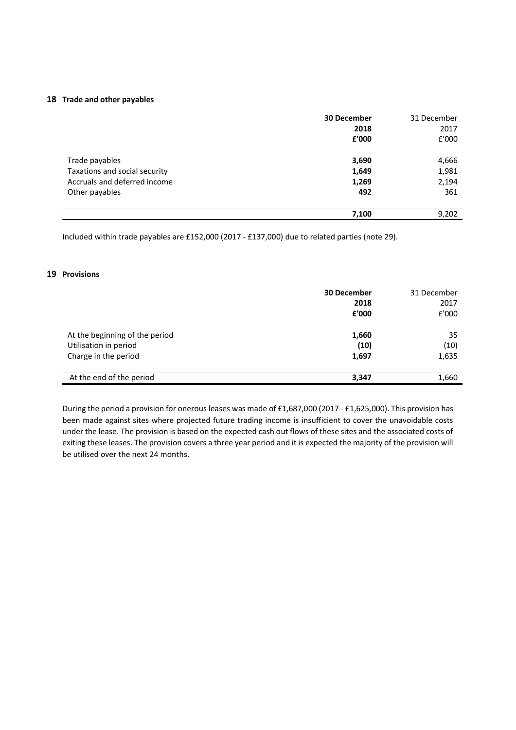## 18 Trade and other payables

| | 30 December 2018 £'000 | 31 December 2017 £'000 |
|---|---|---|
| Trade payables | **3,690** | 4,666 |
| Taxations and social security | **1,649** | 1,981 |
| Accruals and deferred income | **1,269** | 2,194 |
| Other payables | **492** | 361 |
| | **7,100** | 9,202 |

Included within trade payables are £152,000 (2017 - £137,000) due to related parties (note 29).

## 19 Provisions

| | 30 December 2018 £'000 | 31 December 2017 £'000 |
|---|---|---|
| At the beginning of the period | **1,660** | 35 |
| Utilisation in period | **(10)** | (10) |
| Charge in the period | **1,697** | 1,635 |
| At the end of the period | **3,347** | 1,660 |

During the period a provision for onerous leases was made of £1,687,000 (2017 - £1,625,000). This provision has been made against sites where projected future trading income is insufficient to cover the unavoidable costs under the lease. The provision is based on the expected cash out flows of these sites and the associated costs of exiting these leases. The provision covers a three year period and it is expected the majority of the provision will be utilised over the next 24 months.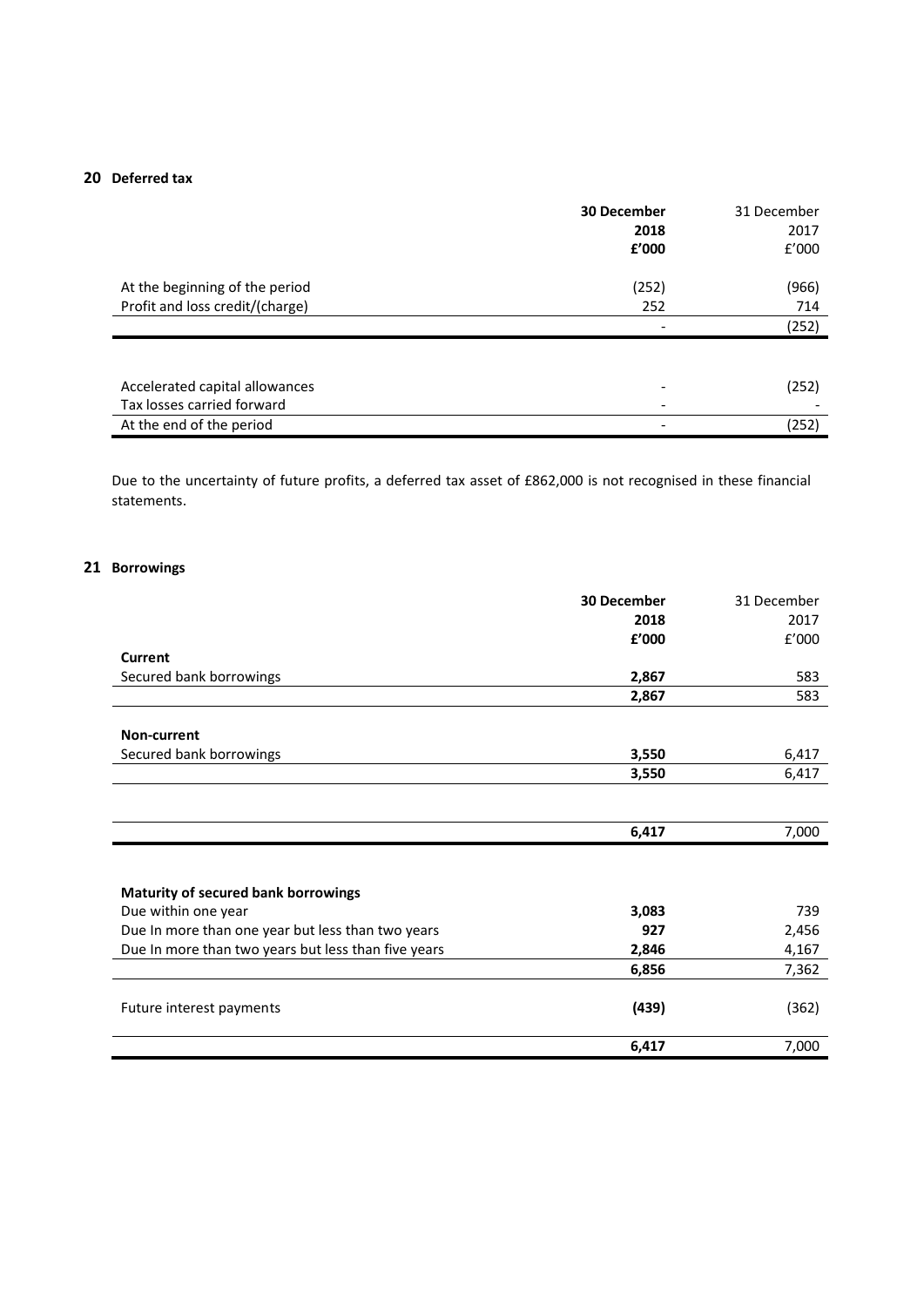## 20 Deferred tax

| | 30 December 2018 £'000 | 31 December 2017 £'000 |
|---|---|---|
| At the beginning of the period | (252) | (966) |
| Profit and loss credit/(charge) | 252 | 714 |
| | - | (252) |
| | | |
| Accelerated capital allowances | - | (252) |
| Tax losses carried forward | - | - |
| At the end of the period | - | (252) |

Due to the uncertainty of future profits, a deferred tax asset of £862,000 is not recognised in these financial statements.

## 21 Borrowings

| | 30 December 2018 £'000 | 31 December 2017 £'000 |
|---|---|---|
| **Current** | | |
| Secured bank borrowings | **2,867** | 583 |
| | **2,867** | 583 |
| | | |
| **Non-current** | | |
| Secured bank borrowings | **3,550** | 6,417 |
| | **3,550** | 6,417 |
| | | |
| | **6,417** | 7,000 |
| | | |
| **Maturity of secured bank borrowings** | | |
| Due within one year | **3,083** | 739 |
| Due In more than one year but less than two years | **927** | 2,456 |
| Due In more than two years but less than five years | **2,846** | 4,167 |
| | **6,856** | 7,362 |
| | | |
| Future interest payments | **(439)** | (362) |
| | | |
| | **6,417** | 7,000 |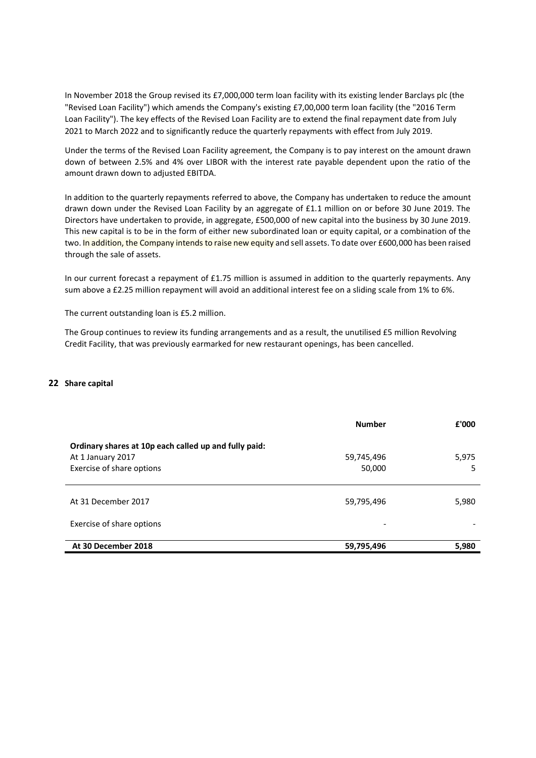In November 2018 the Group revised its £7,000,000 term loan facility with its existing lender Barclays plc (the "Revised Loan Facility") which amends the Company's existing £7,00,000 term loan facility (the "2016 Term Loan Facility"). The key effects of the Revised Loan Facility are to extend the final repayment date from July 2021 to March 2022 and to significantly reduce the quarterly repayments with effect from July 2019.

Under the terms of the Revised Loan Facility agreement, the Company is to pay interest on the amount drawn down of between 2.5% and 4% over LIBOR with the interest rate payable dependent upon the ratio of the amount drawn down to adjusted EBITDA.

In addition to the quarterly repayments referred to above, the Company has undertaken to reduce the amount drawn down under the Revised Loan Facility by an aggregate of £1.1 million on or before 30 June 2019. The Directors have undertaken to provide, in aggregate, £500,000 of new capital into the business by 30 June 2019. This new capital is to be in the form of either new subordinated loan or equity capital, or a combination of the two. In addition, the Company intends to raise new equity and sell assets. To date over £600,000 has been raised through the sale of assets.

In our current forecast a repayment of £1.75 million is assumed in addition to the quarterly repayments. Any sum above a £2.25 million repayment will avoid an additional interest fee on a sliding scale from 1% to 6%.

The current outstanding loan is £5.2 million.

The Group continues to review its funding arrangements and as a result, the unutilised £5 million Revolving Credit Facility, that was previously earmarked for new restaurant openings, has been cancelled.

## 22 Share capital

| | Number | £'000 |
|---|---|---|
| **Ordinary shares at 10p each called up and fully paid:** | | |
| At 1 January 2017 | 59,745,496 | 5,975 |
| Exercise of share options | 50,000 | 5 |
| At 31 December 2017 | 59,795,496 | 5,980 |
| Exercise of share options | - | - |
| **At 30 December 2018** | **59,795,496** | **5,980** |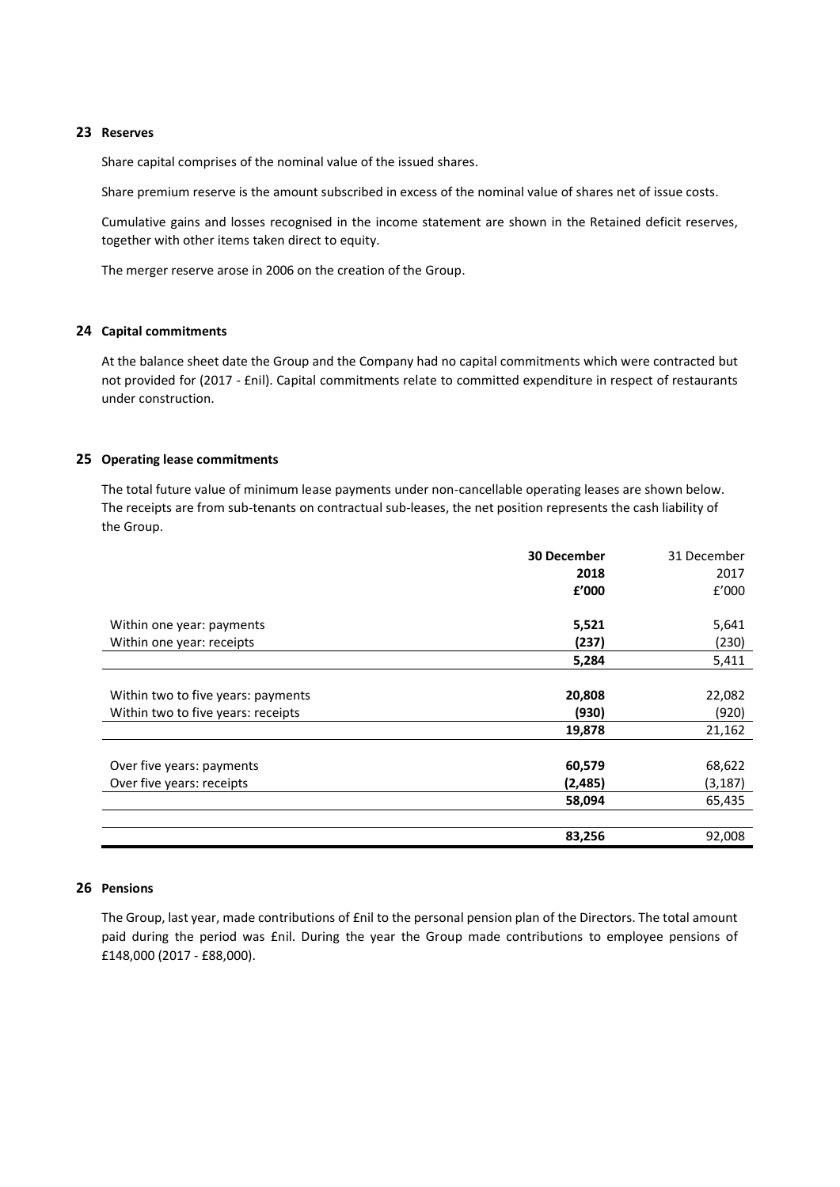## 23 Reserves

Share capital comprises of the nominal value of the issued shares.

Share premium reserve is the amount subscribed in excess of the nominal value of shares net of issue costs.

Cumulative gains and losses recognised in the income statement are shown in the Retained deficit reserves, together with other items taken direct to equity.

The merger reserve arose in 2006 on the creation of the Group.

## 24 Capital commitments

At the balance sheet date the Group and the Company had no capital commitments which were contracted but not provided for (2017 - £nil). Capital commitments relate to committed expenditure in respect of restaurants under construction.

## 25 Operating lease commitments

The total future value of minimum lease payments under non-cancellable operating leases are shown below. The receipts are from sub-tenants on contractual sub-leases, the net position represents the cash liability of the Group.

| | **30 December 2018 £'000** | 31 December 2017 £'000 |
|---|---|---|
| Within one year: payments | **5,521** | 5,641 |
| Within one year: receipts | **(237)** | (230) |
| | **5,284** | 5,411 |
| Within two to five years: payments | **20,808** | 22,082 |
| Within two to five years: receipts | **(930)** | (920) |
| | **19,878** | 21,162 |
| Over five years: payments | **60,579** | 68,622 |
| Over five years: receipts | **(2,485)** | (3,187) |
| | **58,094** | 65,435 |
| | **83,256** | 92,008 |

## 26 Pensions

The Group, last year, made contributions of £nil to the personal pension plan of the Directors. The total amount paid during the period was £nil. During the year the Group made contributions to employee pensions of £148,000 (2017 - £88,000).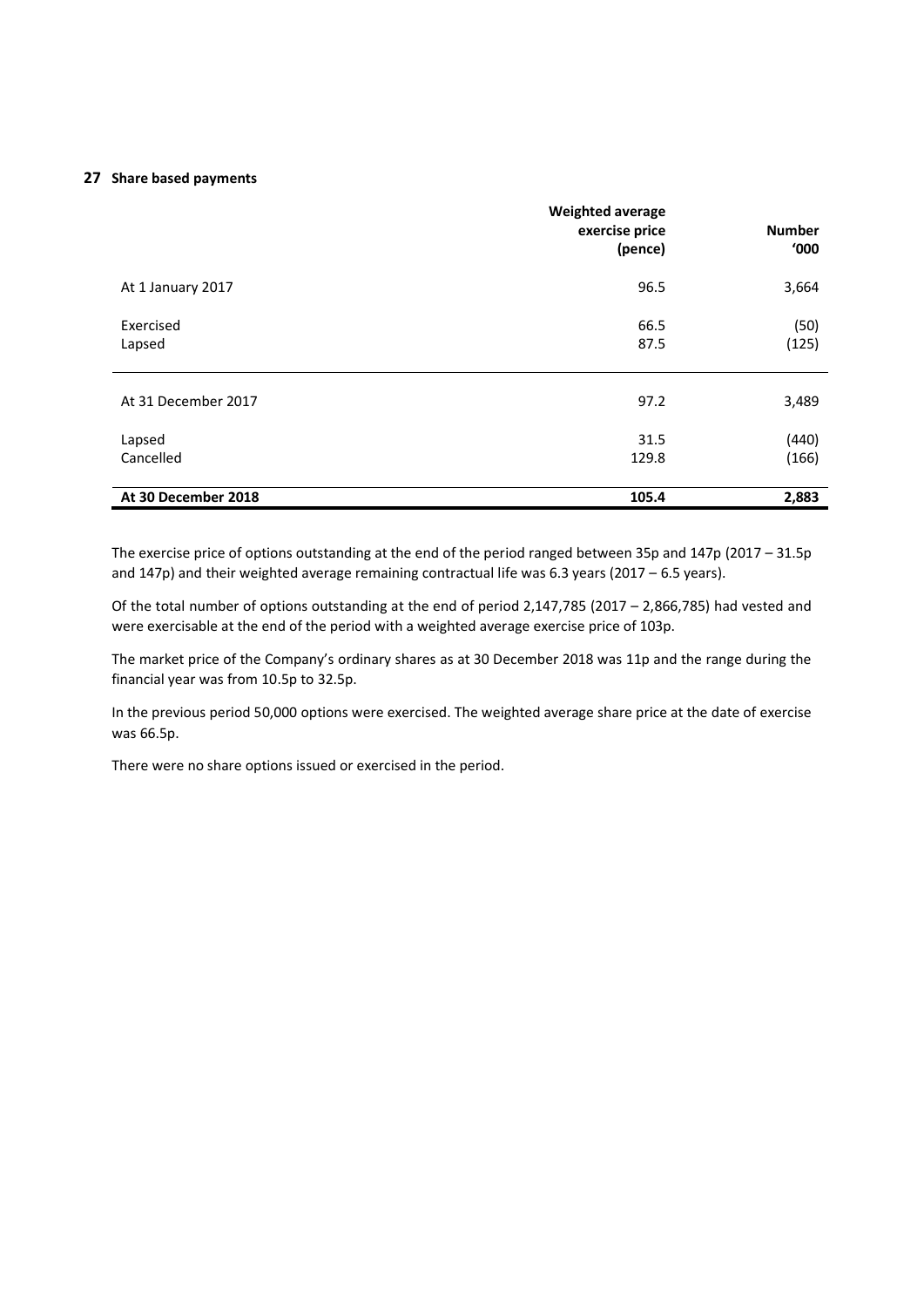## 27 Share based payments

| | Weighted average exercise price (pence) | Number '000 |
|---|---|---|
| At 1 January 2017 | 96.5 | 3,664 |
| Exercised | 66.5 | (50) |
| Lapsed | 87.5 | (125) |
| At 31 December 2017 | 97.2 | 3,489 |
| Lapsed | 31.5 | (440) |
| Cancelled | 129.8 | (166) |
| **At 30 December 2018** | **105.4** | **2,883** |

The exercise price of options outstanding at the end of the period ranged between 35p and 147p (2017 – 31.5p and 147p) and their weighted average remaining contractual life was 6.3 years (2017 – 6.5 years).

Of the total number of options outstanding at the end of period 2,147,785 (2017 – 2,866,785) had vested and were exercisable at the end of the period with a weighted average exercise price of 103p.

The market price of the Company's ordinary shares as at 30 December 2018 was 11p and the range during the financial year was from 10.5p to 32.5p.

In the previous period 50,000 options were exercised. The weighted average share price at the date of exercise was 66.5p.

There were no share options issued or exercised in the period.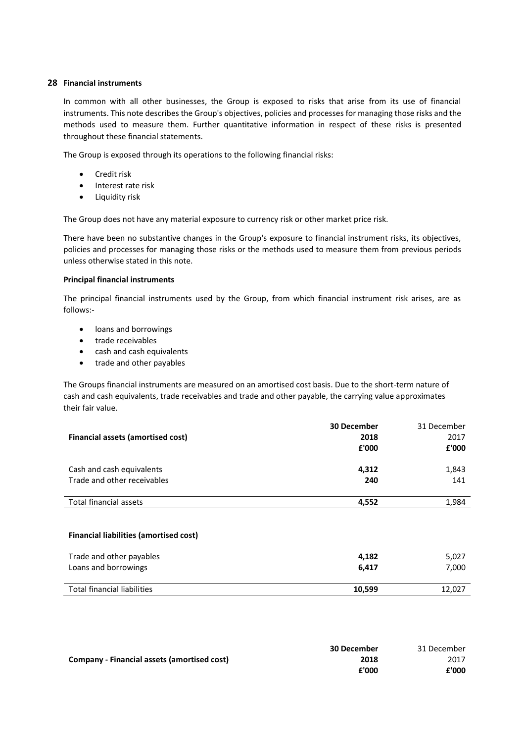## 28 Financial instruments

In common with all other businesses, the Group is exposed to risks that arise from its use of financial instruments. This note describes the Group's objectives, policies and processes for managing those risks and the methods used to measure them. Further quantitative information in respect of these risks is presented throughout these financial statements.

The Group is exposed through its operations to the following financial risks:

- Credit risk
- Interest rate risk
- Liquidity risk

The Group does not have any material exposure to currency risk or other market price risk.

There have been no substantive changes in the Group's exposure to financial instrument risks, its objectives, policies and processes for managing those risks or the methods used to measure them from previous periods unless otherwise stated in this note.

**Principal financial instruments**

The principal financial instruments used by the Group, from which financial instrument risk arises, are as follows:-

- loans and borrowings
- trade receivables
- cash and cash equivalents
- trade and other payables

The Groups financial instruments are measured on an amortised cost basis. Due to the short-term nature of cash and cash equivalents, trade receivables and trade and other payable, the carrying value approximates their fair value.

| **Financial assets (amortised cost)** | **30 December 2018 £'000** | 31 December 2017 **£'000** |
|---|---|---|
| Cash and cash equivalents | **4,312** | 1,843 |
| Trade and other receivables | **240** | 141 |
| Total financial assets | **4,552** | 1,984 |

| **Financial liabilities (amortised cost)** | | |
|---|---|---|
| Trade and other payables | **4,182** | 5,027 |
| Loans and borrowings | **6,417** | 7,000 |
| Total financial liabilities | **10,599** | 12,027 |

| **Company - Financial assets (amortised cost)** | **30 December 2018 £'000** | 31 December 2017 **£'000** |
|---|---|---|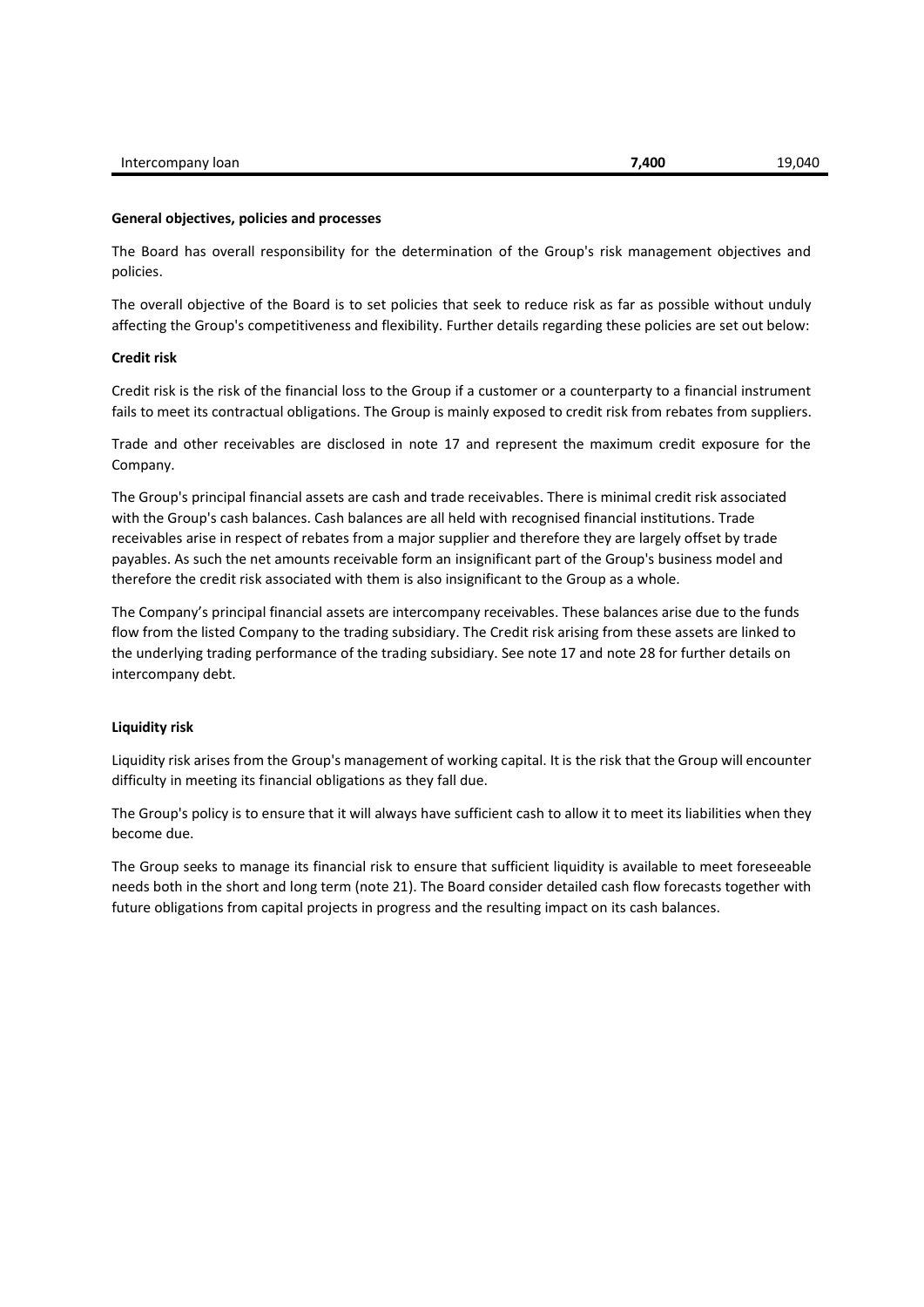| | | |
|---|---|---|
| Intercompany loan | **7,400** | 19,040 |

**General objectives, policies and processes**

The Board has overall responsibility for the determination of the Group's risk management objectives and policies.

The overall objective of the Board is to set policies that seek to reduce risk as far as possible without unduly affecting the Group's competitiveness and flexibility. Further details regarding these policies are set out below:

**Credit risk**

Credit risk is the risk of the financial loss to the Group if a customer or a counterparty to a financial instrument fails to meet its contractual obligations. The Group is mainly exposed to credit risk from rebates from suppliers.

Trade and other receivables are disclosed in note 17 and represent the maximum credit exposure for the Company.

The Group's principal financial assets are cash and trade receivables. There is minimal credit risk associated with the Group's cash balances. Cash balances are all held with recognised financial institutions. Trade receivables arise in respect of rebates from a major supplier and therefore they are largely offset by trade payables. As such the net amounts receivable form an insignificant part of the Group's business model and therefore the credit risk associated with them is also insignificant to the Group as a whole.

The Company's principal financial assets are intercompany receivables. These balances arise due to the funds flow from the listed Company to the trading subsidiary. The Credit risk arising from these assets are linked to the underlying trading performance of the trading subsidiary. See note 17 and note 28 for further details on intercompany debt.

**Liquidity risk**

Liquidity risk arises from the Group's management of working capital. It is the risk that the Group will encounter difficulty in meeting its financial obligations as they fall due.

The Group's policy is to ensure that it will always have sufficient cash to allow it to meet its liabilities when they become due.

The Group seeks to manage its financial risk to ensure that sufficient liquidity is available to meet foreseeable needs both in the short and long term (note 21). The Board consider detailed cash flow forecasts together with future obligations from capital projects in progress and the resulting impact on its cash balances.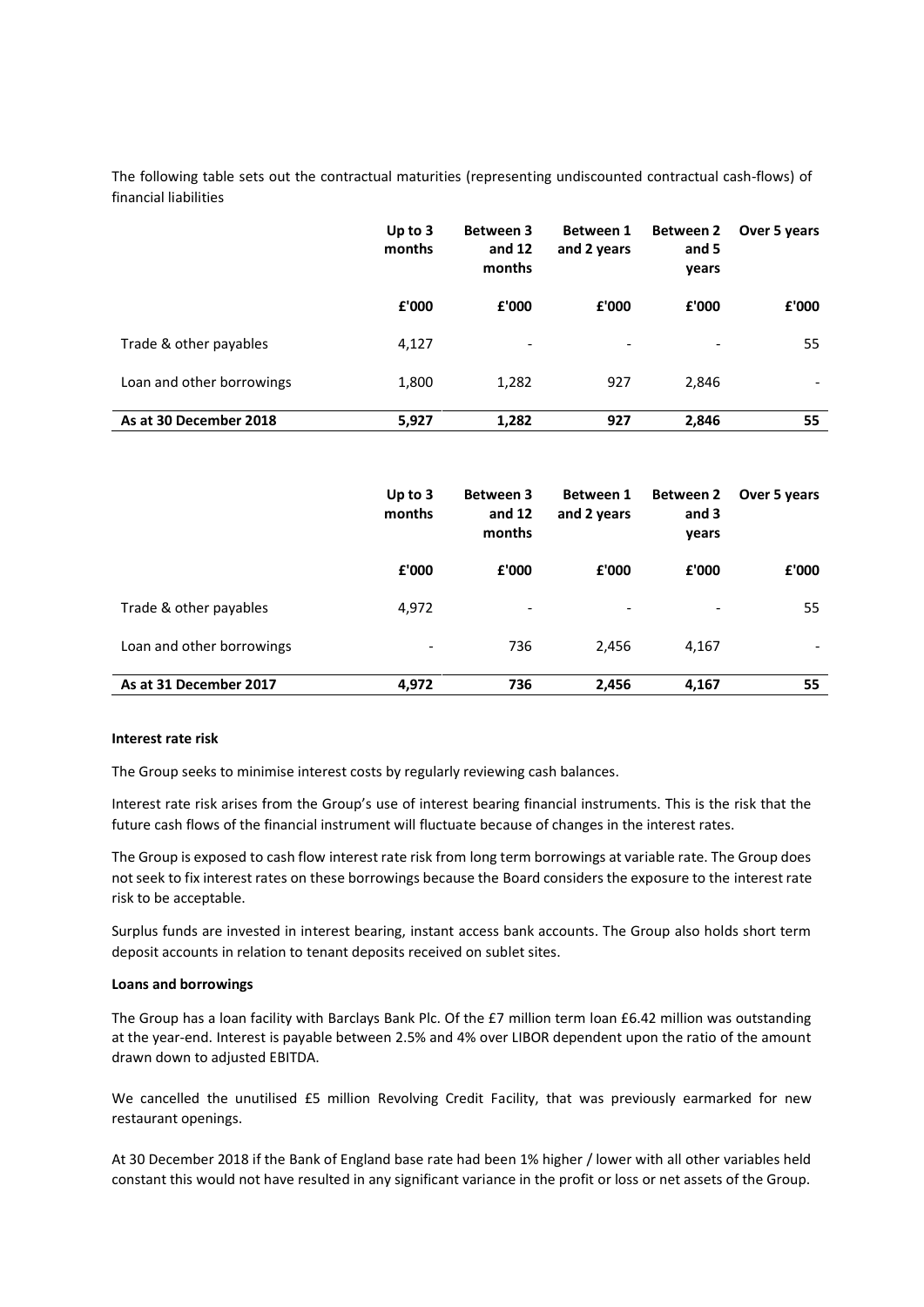The following table sets out the contractual maturities (representing undiscounted contractual cash-flows) of financial liabilities

| | Up to 3 months | Between 3 and 12 months | Between 1 and 2 years | Between 2 and 5 years | Over 5 years |
|---|---|---|---|---|---|
| | £'000 | £'000 | £'000 | £'000 | £'000 |
| Trade & other payables | 4,127 | - | - | - | 55 |
| Loan and other borrowings | 1,800 | 1,282 | 927 | 2,846 | - |
| **As at 30 December 2018** | **5,927** | **1,282** | **927** | **2,846** | **55** |

| | Up to 3 months | Between 3 and 12 months | Between 1 and 2 years | Between 2 and 3 years | Over 5 years |
|---|---|---|---|---|---|
| | £'000 | £'000 | £'000 | £'000 | £'000 |
| Trade & other payables | 4,972 | - | - | - | 55 |
| Loan and other borrowings | - | 736 | 2,456 | 4,167 | - |
| **As at 31 December 2017** | **4,972** | **736** | **2,456** | **4,167** | **55** |

**Interest rate risk**

The Group seeks to minimise interest costs by regularly reviewing cash balances.

Interest rate risk arises from the Group's use of interest bearing financial instruments. This is the risk that the future cash flows of the financial instrument will fluctuate because of changes in the interest rates.

The Group is exposed to cash flow interest rate risk from long term borrowings at variable rate. The Group does not seek to fix interest rates on these borrowings because the Board considers the exposure to the interest rate risk to be acceptable.

Surplus funds are invested in interest bearing, instant access bank accounts. The Group also holds short term deposit accounts in relation to tenant deposits received on sublet sites.

**Loans and borrowings**

The Group has a loan facility with Barclays Bank Plc. Of the £7 million term loan £6.42 million was outstanding at the year-end. Interest is payable between 2.5% and 4% over LIBOR dependent upon the ratio of the amount drawn down to adjusted EBITDA.

We cancelled the unutilised £5 million Revolving Credit Facility, that was previously earmarked for new restaurant openings.

At 30 December 2018 if the Bank of England base rate had been 1% higher / lower with all other variables held constant this would not have resulted in any significant variance in the profit or loss or net assets of the Group.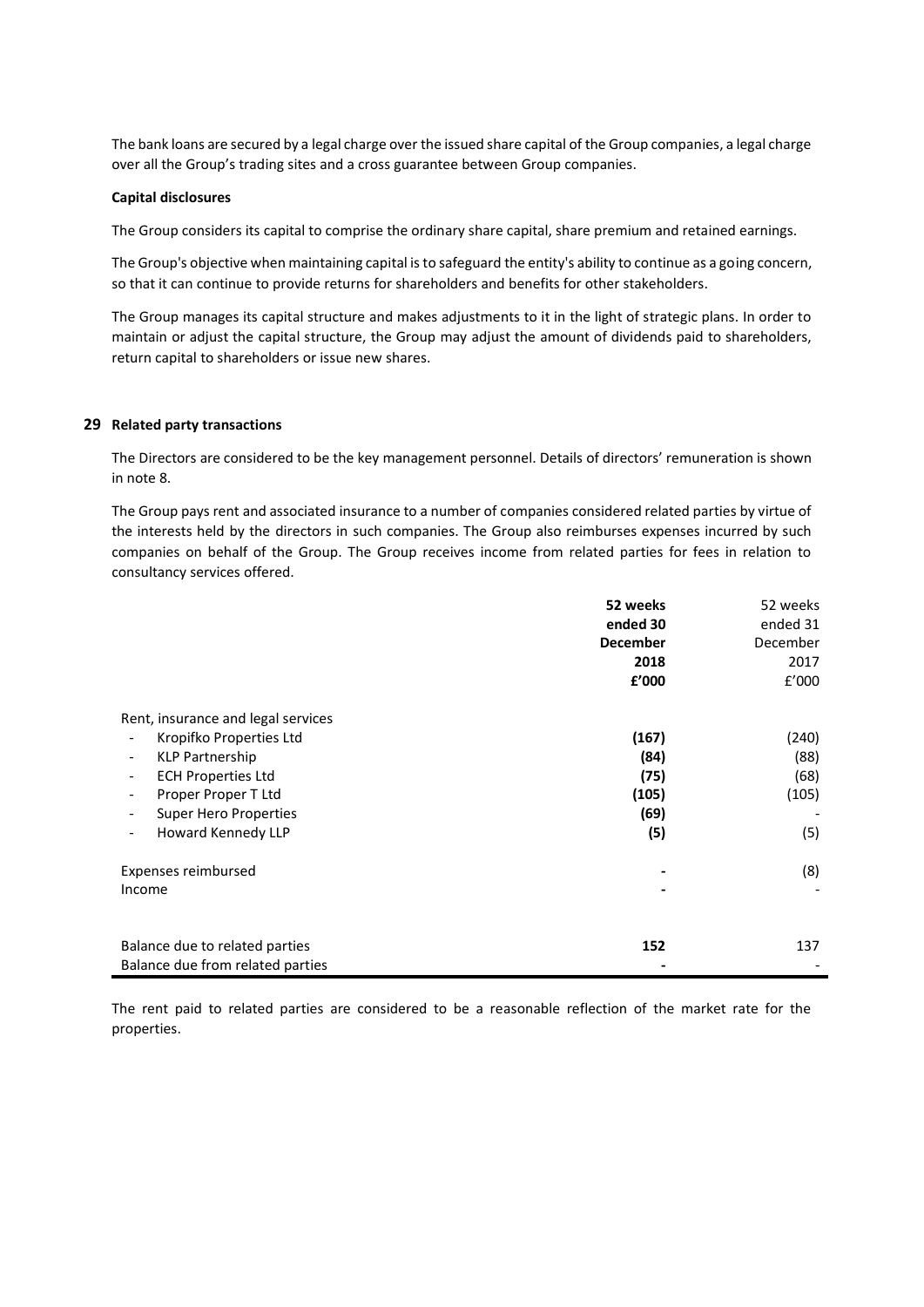The bank loans are secured by a legal charge over the issued share capital of the Group companies, a legal charge over all the Group's trading sites and a cross guarantee between Group companies.

**Capital disclosures**

The Group considers its capital to comprise the ordinary share capital, share premium and retained earnings.

The Group's objective when maintaining capital is to safeguard the entity's ability to continue as a going concern, so that it can continue to provide returns for shareholders and benefits for other stakeholders.

The Group manages its capital structure and makes adjustments to it in the light of strategic plans. In order to maintain or adjust the capital structure, the Group may adjust the amount of dividends paid to shareholders, return capital to shareholders or issue new shares.

## 29 Related party transactions

The Directors are considered to be the key management personnel. Details of directors' remuneration is shown in note 8.

The Group pays rent and associated insurance to a number of companies considered related parties by virtue of the interests held by the directors in such companies. The Group also reimburses expenses incurred by such companies on behalf of the Group. The Group receives income from related parties for fees in relation to consultancy services offered.

| | **52 weeks ended 30 December 2018 £'000** | 52 weeks ended 31 December 2017 £'000 |
|---|---|---|
| Rent, insurance and legal services | | |
| - Kropifko Properties Ltd | **(167)** | (240) |
| - KLP Partnership | **(84)** | (88) |
| - ECH Properties Ltd | **(75)** | (68) |
| - Proper Proper T Ltd | **(105)** | (105) |
| - Super Hero Properties | **(69)** | - |
| - Howard Kennedy LLP | **(5)** | (5) |
| Expenses reimbursed | **-** | (8) |
| Income | **-** | - |
| Balance due to related parties | **152** | 137 |
| Balance due from related parties | **-** | - |

The rent paid to related parties are considered to be a reasonable reflection of the market rate for the properties.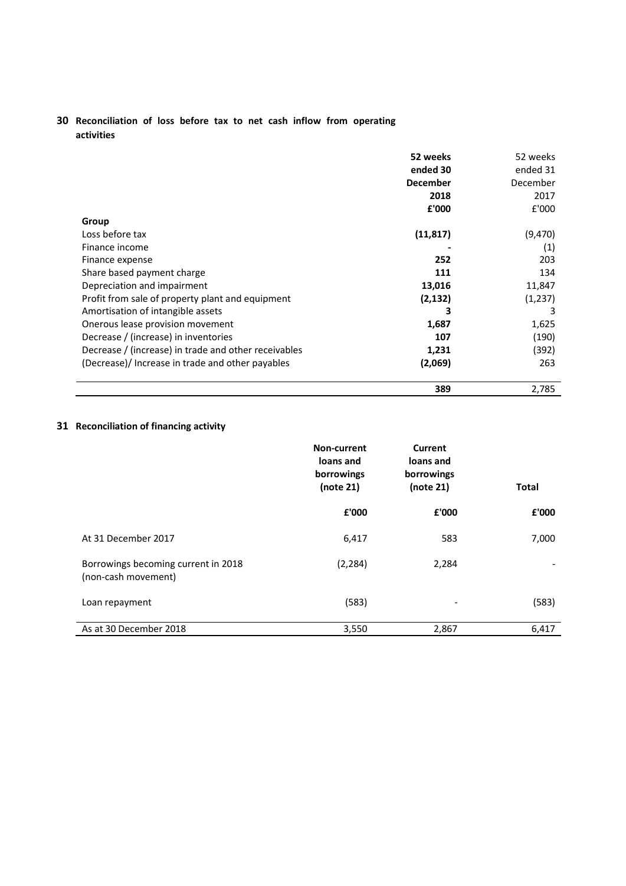## 30 Reconciliation of loss before tax to net cash inflow from operating activities

| | **52 weeks ended 30 December 2018 £'000** | 52 weeks ended 31 December 2017 £'000 |
|---|---|---|
| **Group** | | |
| Loss before tax | **(11,817)** | (9,470) |
| Finance income | **-** | (1) |
| Finance expense | **252** | 203 |
| Share based payment charge | **111** | 134 |
| Depreciation and impairment | **13,016** | 11,847 |
| Profit from sale of property plant and equipment | **(2,132)** | (1,237) |
| Amortisation of intangible assets | **3** | 3 |
| Onerous lease provision movement | **1,687** | 1,625 |
| Decrease / (increase) in inventories | **107** | (190) |
| Decrease / (increase) in trade and other receivables | **1,231** | (392) |
| (Decrease)/ Increase in trade and other payables | **(2,069)** | 263 |
| | **389** | 2,785 |

## 31 Reconciliation of financing activity

| | **Non-current loans and borrowings (note 21)** | **Current loans and borrowings (note 21)** | **Total** |
|---|---|---|---|
| | **£'000** | **£'000** | **£'000** |
| At 31 December 2017 | 6,417 | 583 | 7,000 |
| Borrowings becoming current in 2018 (non-cash movement) | (2,284) | 2,284 | - |
| Loan repayment | (583) | - | (583) |
| As at 30 December 2018 | 3,550 | 2,867 | 6,417 |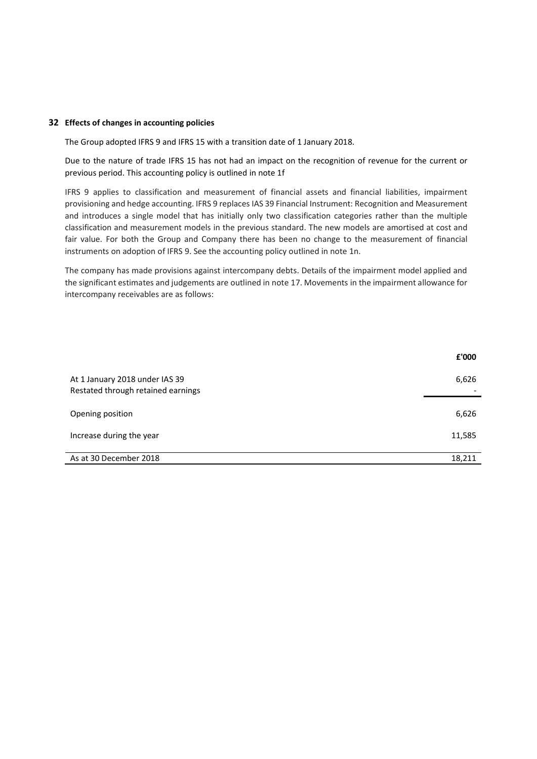## 32 Effects of changes in accounting policies

The Group adopted IFRS 9 and IFRS 15 with a transition date of 1 January 2018.

Due to the nature of trade IFRS 15 has not had an impact on the recognition of revenue for the current or previous period. This accounting policy is outlined in note 1f

IFRS 9 applies to classification and measurement of financial assets and financial liabilities, impairment provisioning and hedge accounting. IFRS 9 replaces IAS 39 Financial Instrument: Recognition and Measurement and introduces a single model that has initially only two classification categories rather than the multiple classification and measurement models in the previous standard. The new models are amortised at cost and fair value. For both the Group and Company there has been no change to the measurement of financial instruments on adoption of IFRS 9. See the accounting policy outlined in note 1n.

The company has made provisions against intercompany debts. Details of the impairment model applied and the significant estimates and judgements are outlined in note 17. Movements in the impairment allowance for intercompany receivables are as follows:

| | £'000 |
|---|---|
| At 1 January 2018 under IAS 39 | 6,626 |
| Restated through retained earnings | - |
| Opening position | 6,626 |
| Increase during the year | 11,585 |
| As at 30 December 2018 | 18,211 |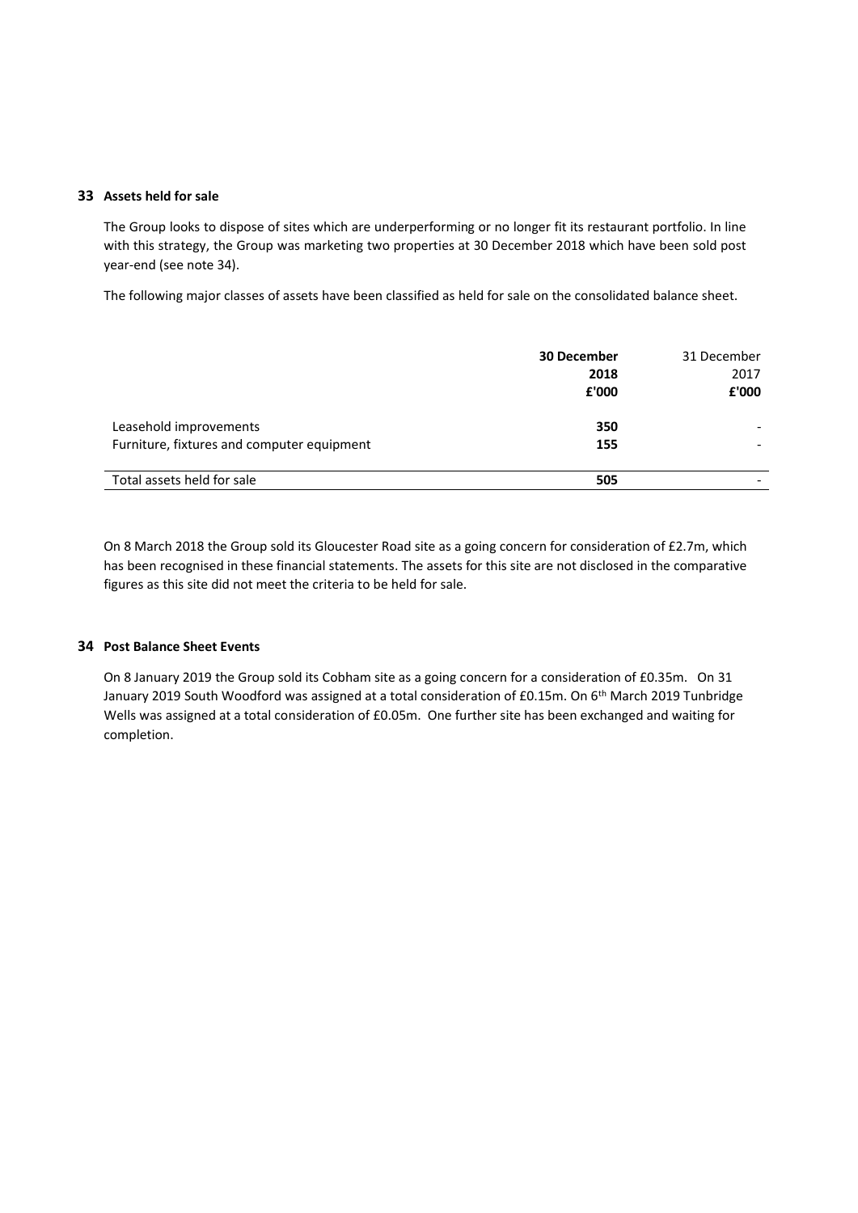## 33 Assets held for sale

The Group looks to dispose of sites which are underperforming or no longer fit its restaurant portfolio. In line with this strategy, the Group was marketing two properties at 30 December 2018 which have been sold post year-end (see note 34).

The following major classes of assets have been classified as held for sale on the consolidated balance sheet.

| | **30 December 2018 £'000** | 31 December 2017 **£'000** |
|---|---|---|
| Leasehold improvements | **350** | - |
| Furniture, fixtures and computer equipment | **155** | - |
| Total assets held for sale | **505** | - |

On 8 March 2018 the Group sold its Gloucester Road site as a going concern for consideration of £2.7m, which has been recognised in these financial statements. The assets for this site are not disclosed in the comparative figures as this site did not meet the criteria to be held for sale.

## 34 Post Balance Sheet Events

On 8 January 2019 the Group sold its Cobham site as a going concern for a consideration of £0.35m. On 31 January 2019 South Woodford was assigned at a total consideration of £0.15m. On 6th March 2019 Tunbridge Wells was assigned at a total consideration of £0.05m. One further site has been exchanged and waiting for completion.